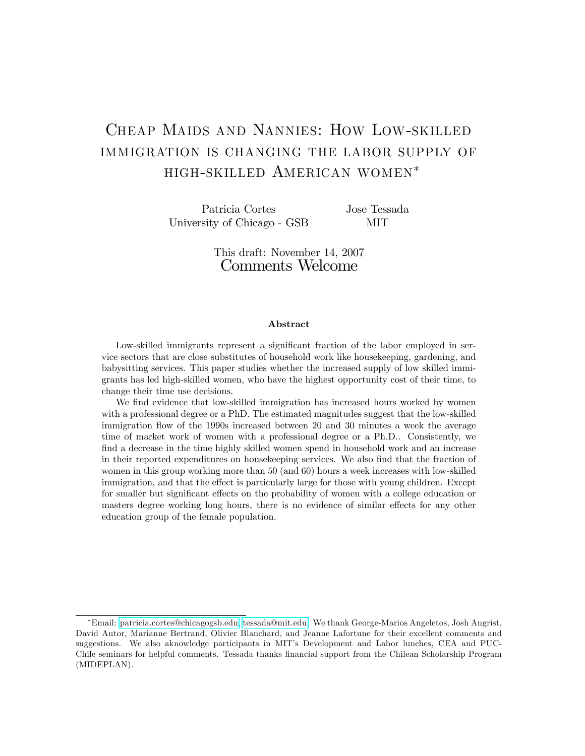# Cheap Maids and Nannies: How Low-skilled immigration is changing the labor supply of high-skilled American women*

Patricia Cortes  
University of Chicago - GSB

Jose Tessada  
MIT

This draft: November 14, 2007  
Comments Welcome

**Abstract**

Low-skilled immigrants represent a significant fraction of the labor employed in service sectors that are close substitutes of household work like housekeeping, gardening, and babysitting services. This paper studies whether the increased supply of low skilled immigrants has led high-skilled women, who have the highest opportunity cost of their time, to change their time use decisions.

We find evidence that low-skilled immigration has increased hours worked by women with a professional degree or a PhD. The estimated magnitudes suggest that the low-skilled immigration flow of the 1990s increased between 20 and 30 minutes a week the average time of market work of women with a professional degree or a Ph.D.. Consistently, we find a decrease in the time highly skilled women spend in household work and an increase in their reported expenditures on housekeeping services. We also find that the fraction of women in this group working more than 50 (and 60) hours a week increases with low-skilled immigration, and that the effect is particularly large for those with young children. Except for smaller but significant effects on the probability of women with a college education or masters degree working long hours, there is no evidence of similar effects for any other education group of the female population.

---

*Email: patricia.cortes@chicagogsb.edu, tessada@mit.edu. We thank George-Marios Angeletos, Josh Angrist, David Autor, Marianne Bertrand, Olivier Blanchard, and Jeanne Lafortune for their excellent comments and suggestions. We also aknowledge participants in MIT's Development and Labor lunches, CEA and PUC-Chile seminars for helpful comments. Tessada thanks financial support from the Chilean Scholarship Program (MIDEPLAN).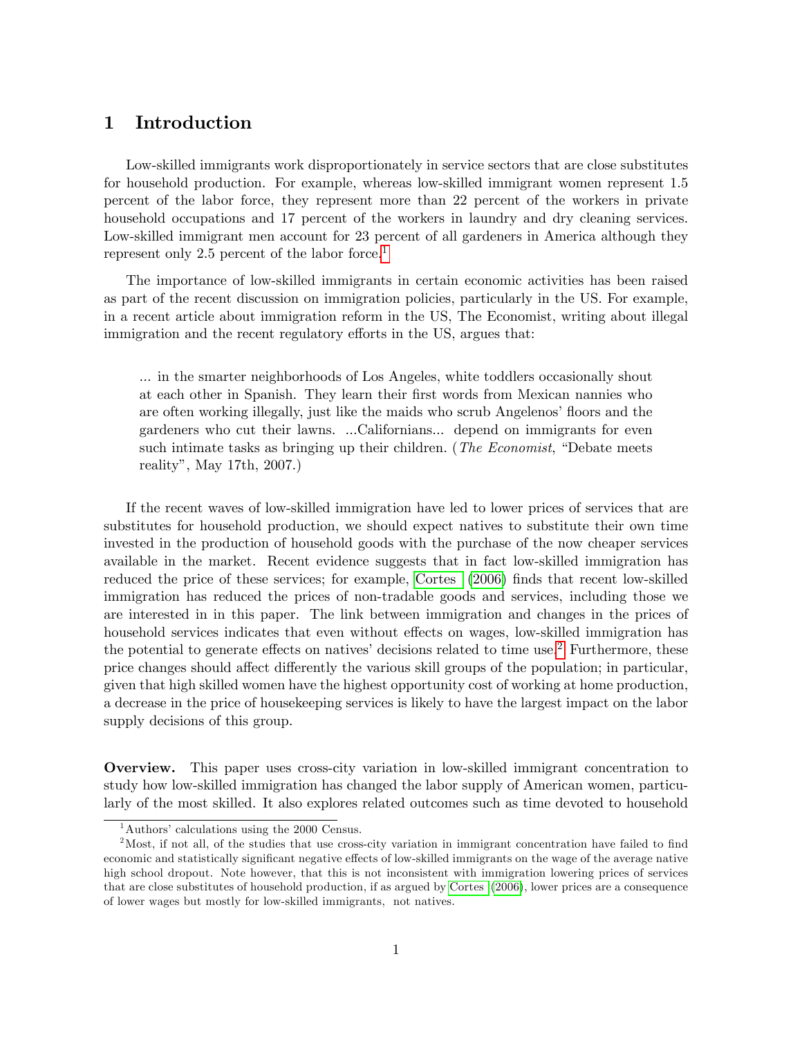# 1 Introduction

Low-skilled immigrants work disproportionately in service sectors that are close substitutes for household production. For example, whereas low-skilled immigrant women represent 1.5 percent of the labor force, they represent more than 22 percent of the workers in private household occupations and 17 percent of the workers in laundry and dry cleaning services. Low-skilled immigrant men account for 23 percent of all gardeners in America although they represent only 2.5 percent of the labor force.[1]

The importance of low-skilled immigrants in certain economic activities has been raised as part of the recent discussion on immigration policies, particularly in the US. For example, in a recent article about immigration reform in the US, The Economist, writing about illegal immigration and the recent regulatory efforts in the US, argues that:

> ... in the smarter neighborhoods of Los Angeles, white toddlers occasionally shout at each other in Spanish. They learn their first words from Mexican nannies who are often working illegally, just like the maids who scrub Angelenos' floors and the gardeners who cut their lawns. ...Californians... depend on immigrants for even such intimate tasks as bringing up their children. (*The Economist*, "Debate meets reality", May 17th, 2007.)

If the recent waves of low-skilled immigration have led to lower prices of services that are substitutes for household production, we should expect natives to substitute their own time invested in the production of household goods with the purchase of the now cheaper services available in the market. Recent evidence suggests that in fact low-skilled immigration has reduced the price of these services; for example, Cortes (2006) finds that recent low-skilled immigration has reduced the prices of non-tradable goods and services, including those we are interested in in this paper. The link between immigration and changes in the prices of household services indicates that even without effects on wages, low-skilled immigration has the potential to generate effects on natives' decisions related to time use.[2] Furthermore, these price changes should affect differently the various skill groups of the population; in particular, given that high skilled women have the highest opportunity cost of working at home production, a decrease in the price of housekeeping services is likely to have the largest impact on the labor supply decisions of this group.

**Overview.** This paper uses cross-city variation in low-skilled immigrant concentration to study how low-skilled immigration has changed the labor supply of American women, particularly of the most skilled. It also explores related outcomes such as time devoted to household

[1] Authors' calculations using the 2000 Census.

[2] Most, if not all, of the studies that use cross-city variation in immigrant concentration have failed to find economic and statistically significant negative effects of low-skilled immigrants on the wage of the average native high school dropout. Note however, that this is not inconsistent with immigration lowering prices of services that are close substitutes of household production, if as argued by Cortes (2006), lower prices are a consequence of lower wages but mostly for low-skilled immigrants, not natives.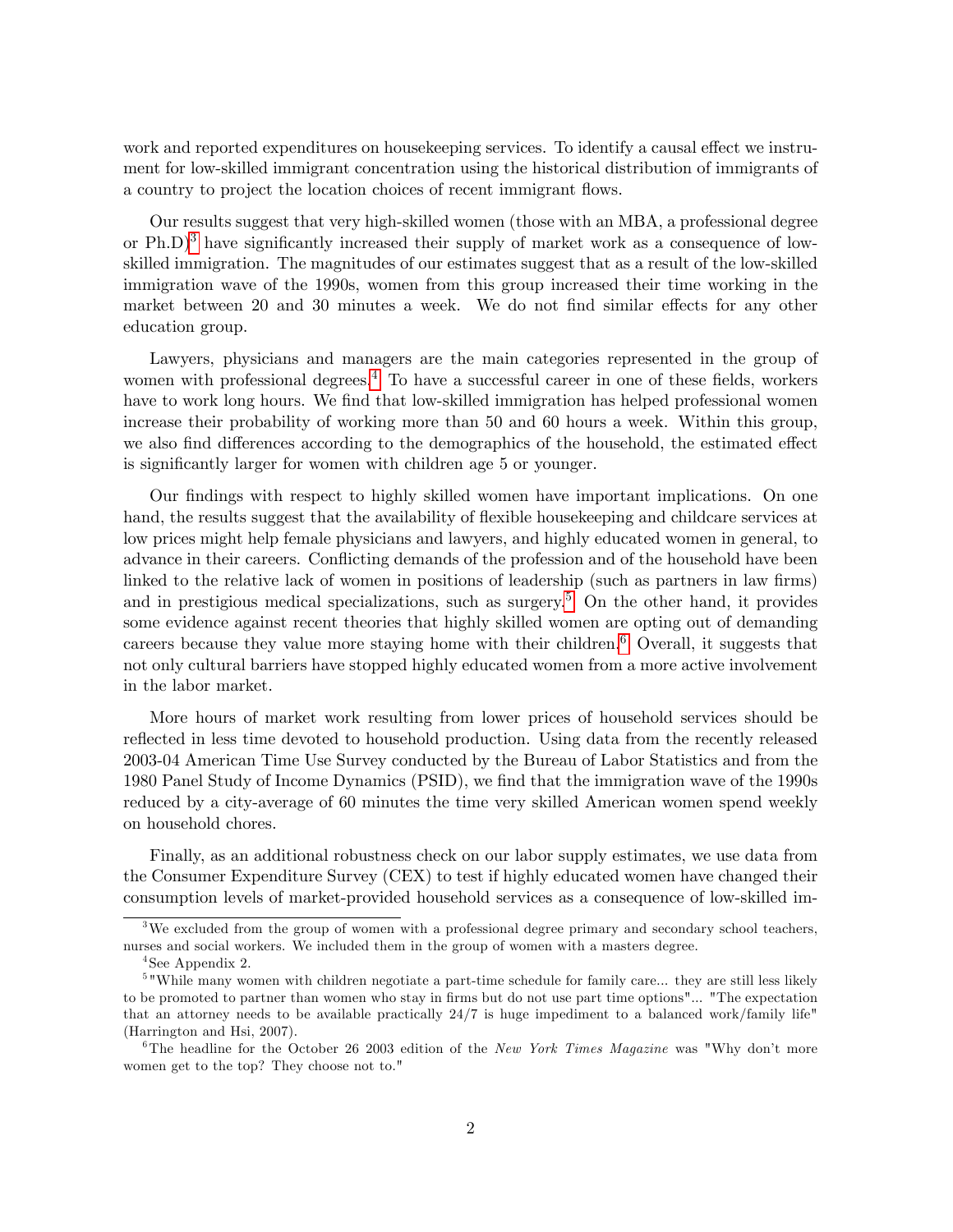work and reported expenditures on housekeeping services. To identify a causal effect we instrument for low-skilled immigrant concentration using the historical distribution of immigrants of a country to project the location choices of recent immigrant flows.

Our results suggest that very high-skilled women (those with an MBA, a professional degree or Ph.D)[3] have significantly increased their supply of market work as a consequence of low-skilled immigration. The magnitudes of our estimates suggest that as a result of the low-skilled immigration wave of the 1990s, women from this group increased their time working in the market between 20 and 30 minutes a week. We do not find similar effects for any other education group.

Lawyers, physicians and managers are the main categories represented in the group of women with professional degrees.[4] To have a successful career in one of these fields, workers have to work long hours. We find that low-skilled immigration has helped professional women increase their probability of working more than 50 and 60 hours a week. Within this group, we also find differences according to the demographics of the household, the estimated effect is significantly larger for women with children age 5 or younger.

Our findings with respect to highly skilled women have important implications. On one hand, the results suggest that the availability of flexible housekeeping and childcare services at low prices might help female physicians and lawyers, and highly educated women in general, to advance in their careers. Conflicting demands of the profession and of the household have been linked to the relative lack of women in positions of leadership (such as partners in law firms) and in prestigious medical specializations, such as surgery.[5] On the other hand, it provides some evidence against recent theories that highly skilled women are opting out of demanding careers because they value more staying home with their children.[6] Overall, it suggests that not only cultural barriers have stopped highly educated women from a more active involvement in the labor market.

More hours of market work resulting from lower prices of household services should be reflected in less time devoted to household production. Using data from the recently released 2003-04 American Time Use Survey conducted by the Bureau of Labor Statistics and from the 1980 Panel Study of Income Dynamics (PSID), we find that the immigration wave of the 1990s reduced by a city-average of 60 minutes the time very skilled American women spend weekly on household chores.

Finally, as an additional robustness check on our labor supply estimates, we use data from the Consumer Expenditure Survey (CEX) to test if highly educated women have changed their consumption levels of market-provided household services as a consequence of low-skilled im-

---

[3] We excluded from the group of women with a professional degree primary and secondary school teachers, nurses and social workers. We included them in the group of women with a masters degree.

[4] See Appendix 2.

[5] "While many women with children negotiate a part-time schedule for family care... they are still less likely to be promoted to partner than women who stay in firms but do not use part time options"... "The expectation that an attorney needs to be available practically 24/7 is huge impediment to a balanced work/family life" (Harrington and Hsi, 2007).

[6] The headline for the October 26 2003 edition of the *New York Times Magazine* was "Why don't more women get to the top? They choose not to."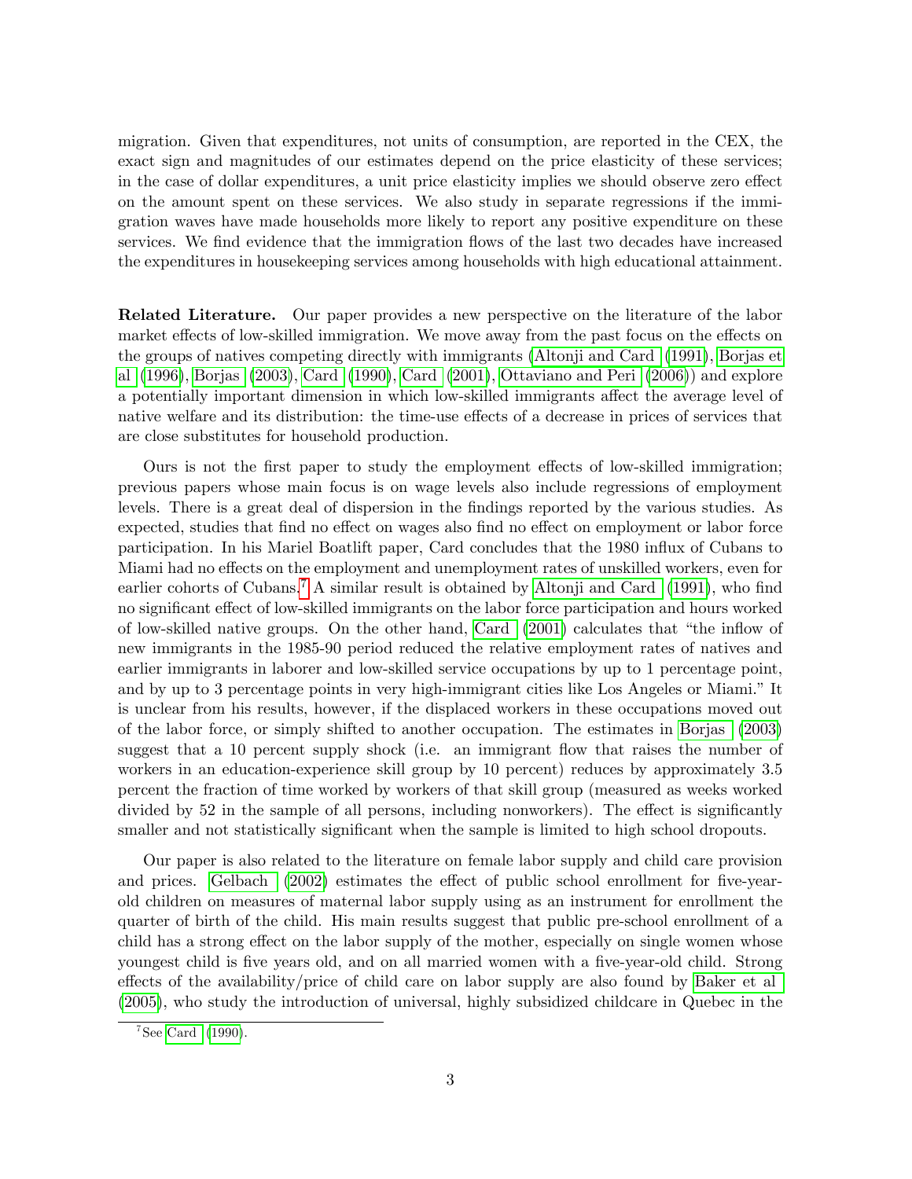migration. Given that expenditures, not units of consumption, are reported in the CEX, the exact sign and magnitudes of our estimates depend on the price elasticity of these services; in the case of dollar expenditures, a unit price elasticity implies we should observe zero effect on the amount spent on these services. We also study in separate regressions if the immigration waves have made households more likely to report any positive expenditure on these services. We find evidence that the immigration flows of the last two decades have increased the expenditures in housekeeping services among households with high educational attainment.

**Related Literature.** Our paper provides a new perspective on the literature of the labor market effects of low-skilled immigration. We move away from the past focus on the effects on the groups of natives competing directly with immigrants (Altonji and Card (1991), Borjas et al (1996), Borjas (2003), Card (1990), Card (2001), Ottaviano and Peri (2006)) and explore a potentially important dimension in which low-skilled immigrants affect the average level of native welfare and its distribution: the time-use effects of a decrease in prices of services that are close substitutes for household production.

Ours is not the first paper to study the employment effects of low-skilled immigration; previous papers whose main focus is on wage levels also include regressions of employment levels. There is a great deal of dispersion in the findings reported by the various studies. As expected, studies that find no effect on wages also find no effect on employment or labor force participation. In his Mariel Boatlift paper, Card concludes that the 1980 influx of Cubans to Miami had no effects on the employment and unemployment rates of unskilled workers, even for earlier cohorts of Cubans.[7] A similar result is obtained by Altonji and Card (1991), who find no significant effect of low-skilled immigrants on the labor force participation and hours worked of low-skilled native groups. On the other hand, Card (2001) calculates that "the inflow of new immigrants in the 1985-90 period reduced the relative employment rates of natives and earlier immigrants in laborer and low-skilled service occupations by up to 1 percentage point, and by up to 3 percentage points in very high-immigrant cities like Los Angeles or Miami." It is unclear from his results, however, if the displaced workers in these occupations moved out of the labor force, or simply shifted to another occupation. The estimates in Borjas (2003) suggest that a 10 percent supply shock (i.e. an immigrant flow that raises the number of workers in an education-experience skill group by 10 percent) reduces by approximately 3.5 percent the fraction of time worked by workers of that skill group (measured as weeks worked divided by 52 in the sample of all persons, including nonworkers). The effect is significantly smaller and not statistically significant when the sample is limited to high school dropouts.

Our paper is also related to the literature on female labor supply and child care provision and prices. Gelbach (2002) estimates the effect of public school enrollment for five-year-old children on measures of maternal labor supply using as an instrument for enrollment the quarter of birth of the child. His main results suggest that public pre-school enrollment of a child has a strong effect on the labor supply of the mother, especially on single women whose youngest child is five years old, and on all married women with a five-year-old child. Strong effects of the availability/price of child care on labor supply are also found by Baker et al (2005), who study the introduction of universal, highly subsidized childcare in Quebec in the

[7] See Card (1990).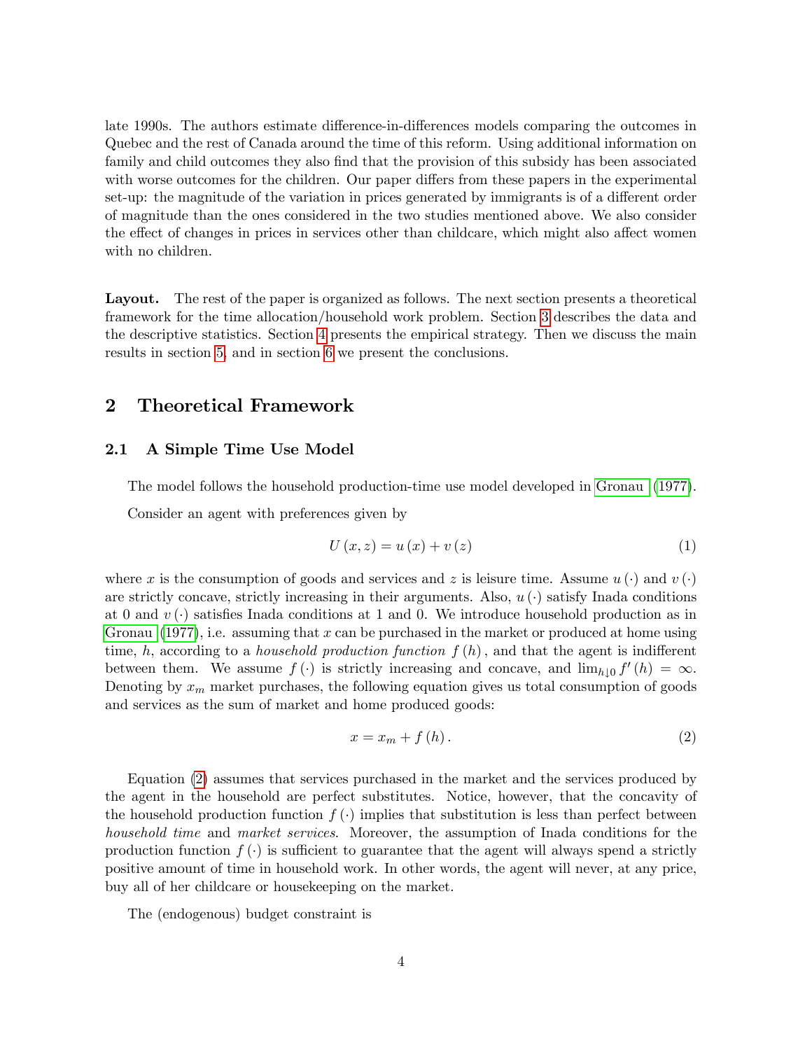late 1990s. The authors estimate difference-in-differences models comparing the outcomes in Quebec and the rest of Canada around the time of this reform. Using additional information on family and child outcomes they also find that the provision of this subsidy has been associated with worse outcomes for the children. Our paper differs from these papers in the experimental set-up: the magnitude of the variation in prices generated by immigrants is of a different order of magnitude than the ones considered in the two studies mentioned above. We also consider the effect of changes in prices in services other than childcare, which might also affect women with no children.

**Layout.** The rest of the paper is organized as follows. The next section presents a theoretical framework for the time allocation/household work problem. Section 3 describes the data and the descriptive statistics. Section 4 presents the empirical strategy. Then we discuss the main results in section 5, and in section 6 we present the conclusions.

## 2 Theoretical Framework

### 2.1 A Simple Time Use Model

The model follows the household production-time use model developed in Gronau (1977).

Consider an agent with preferences given by

$$U(x, z) = u(x) + v(z) \tag{1}$$

where $x$ is the consumption of goods and services and $z$ is leisure time. Assume $u(\cdot)$ and $v(\cdot)$ are strictly concave, strictly increasing in their arguments. Also, $u(\cdot)$ satisfy Inada conditions at 0 and $v(\cdot)$ satisfies Inada conditions at 1 and 0. We introduce household production as in Gronau (1977), i.e. assuming that $x$ can be purchased in the market or produced at home using time, $h$, according to a *household production function* $f(h)$, and that the agent is indifferent between them. We assume $f(\cdot)$ is strictly increasing and concave, and $\lim_{h \downarrow 0} f'(h) = \infty$. Denoting by $x_m$ market purchases, the following equation gives us total consumption of goods and services as the sum of market and home produced goods:

$$x = x_m + f(h). \tag{2}$$

Equation (2) assumes that services purchased in the market and the services produced by the agent in the household are perfect substitutes. Notice, however, that the concavity of the household production function $f(\cdot)$ implies that substitution is less than perfect between *household time* and *market services*. Moreover, the assumption of Inada conditions for the production function $f(\cdot)$ is sufficient to guarantee that the agent will always spend a strictly positive amount of time in household work. In other words, the agent will never, at any price, buy all of her childcare or housekeeping on the market.

The (endogenous) budget constraint is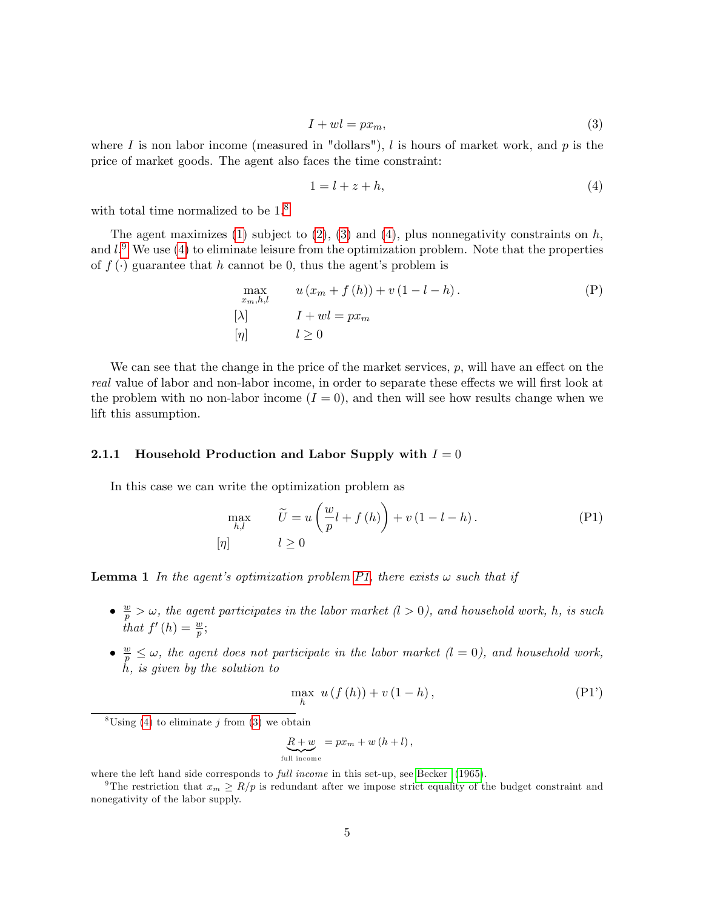$$I + wl = px_m, \tag{3}$$

where $I$ is non labor income (measured in "dollars"), $l$ is hours of market work, and $p$ is the price of market goods. The agent also faces the time constraint:

$$1 = l + z + h, \tag{4}$$

with total time normalized to be 1.[8]

The agent maximizes (1) subject to (2), (3) and (4), plus nonnegativity constraints on $h$, and $l$.[9] We use (4) to eliminate leisure from the optimization problem. Note that the properties of $f(\cdot)$ guarantee that $h$ cannot be 0, thus the agent's problem is

$$\begin{aligned} &\max_{x_m,h,l} && u(x_m + f(h)) + v(1 - l - h). \\ &[\lambda] && I + wl = px_m \\ &[\eta] && l \geq 0 \end{aligned} \tag{P}$$

We can see that the change in the price of the market services, $p$, will have an effect on the *real* value of labor and non-labor income, in order to separate these effects we will first look at the problem with no non-labor income ($I = 0$), and then will see how results change when we lift this assumption.

### 2.1.1 Household Production and Labor Supply with $I = 0$

In this case we can write the optimization problem as

$$\begin{aligned} &\max_{h,l} && \widetilde{U} = u\left(\frac{w}{p}l + f(h)\right) + v(1 - l - h). \\ &[\eta] && l \geq 0 \end{aligned} \tag{P1}$$

**Lemma 1** *In the agent's optimization problem P1, there exists $\omega$ such that if*

- *$\frac{w}{p} > \omega$, the agent participates in the labor market ($l > 0$), and household work, $h$, is such that $f'(h) = \frac{w}{p}$;*
- *$\frac{w}{p} \leq \omega$, the agent does not participate in the labor market ($l = 0$), and household work, $h$, is given by the solution to*

$$\max_h \; u(f(h)) + v(1 - h), \tag{P1'}$$

[8] Using (4) to eliminate $j$ from (3) we obtain

$$\underbrace{R + w}_{\text{full income}} = px_m + w(h + l),$$

where the left hand side corresponds to *full income* in this set-up, see Becker (1965).

[9] The restriction that $x_m \geq R/p$ is redundant after we impose strict equality of the budget constraint and nonnegativity of the labor supply.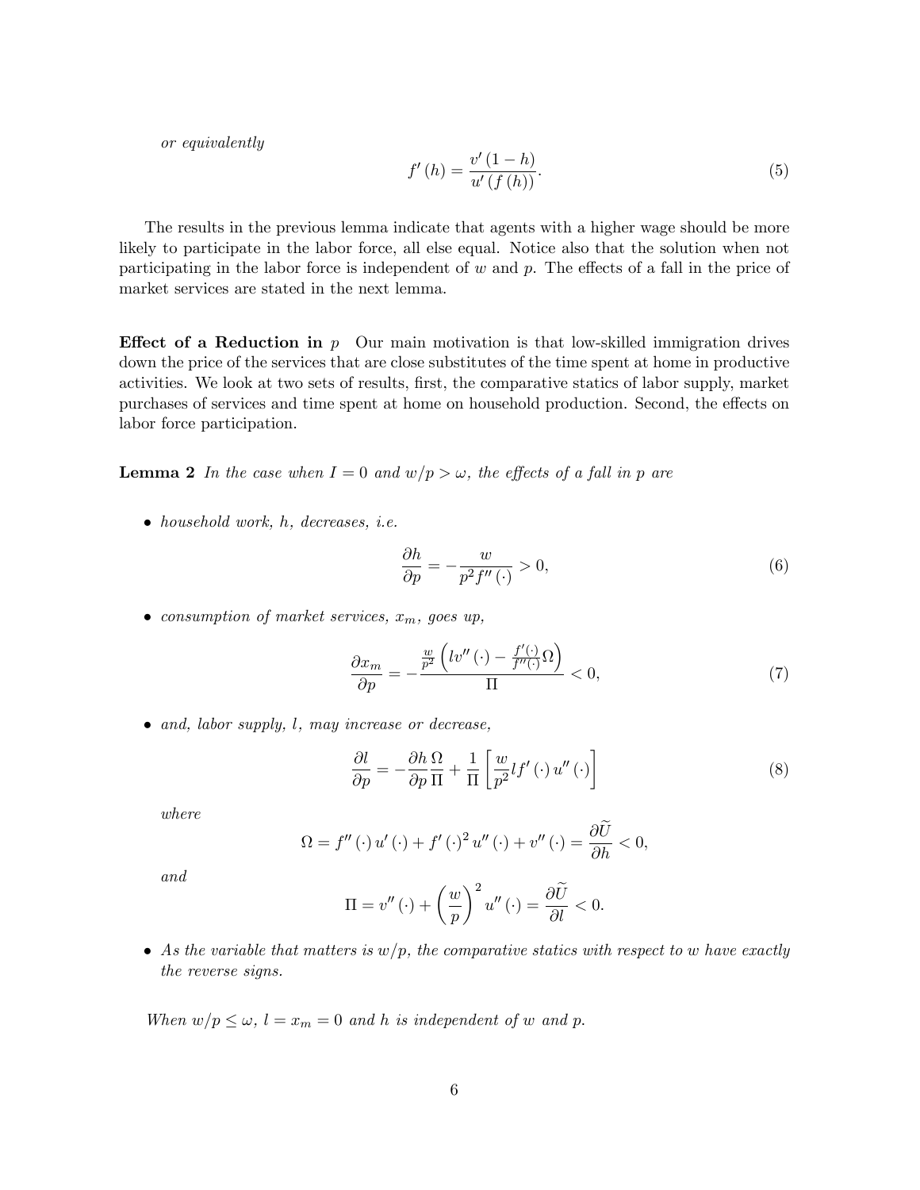*or equivalently*

$$f'(h) = \frac{v'(1-h)}{u'(f(h))}. \tag{5}$$

The results in the previous lemma indicate that agents with a higher wage should be more likely to participate in the labor force, all else equal. Notice also that the solution when not participating in the labor force is independent of $w$ and $p$. The effects of a fall in the price of market services are stated in the next lemma.

**Effect of a Reduction in** $p$ Our main motivation is that low-skilled immigration drives down the price of the services that are close substitutes of the time spent at home in productive activities. We look at two sets of results, first, the comparative statics of labor supply, market purchases of services and time spent at home on household production. Second, the effects on labor force participation.

**Lemma 2** *In the case when $I = 0$ and $w/p > \omega$, the effects of a fall in $p$ are*

- *household work, $h$, decreases, i.e.*

$$\frac{\partial h}{\partial p} = -\frac{w}{p^2 f''(\cdot)} > 0, \tag{6}$$

- *consumption of market services, $x_m$, goes up,*

$$\frac{\partial x_m}{\partial p} = -\frac{\frac{w}{p^2}\left(lv''(\cdot) - \frac{f'(\cdot)}{f''(\cdot)}\Omega\right)}{\Pi} < 0, \tag{7}$$

- *and, labor supply, $l$, may increase or decrease,*

$$\frac{\partial l}{\partial p} = -\frac{\partial h}{\partial p}\frac{\Omega}{\Pi} + \frac{1}{\Pi}\left[\frac{w}{p^2} l f'(\cdot) u''(\cdot)\right] \tag{8}$$

  *where*

$$\Omega = f''(\cdot)u'(\cdot) + f'(\cdot)^2 u''(\cdot) + v''(\cdot) = \frac{\partial \widetilde{U}}{\partial h} < 0,$$

  *and*

$$\Pi = v''(\cdot) + \left(\frac{w}{p}\right)^2 u''(\cdot) = \frac{\partial \widetilde{U}}{\partial l} < 0.$$

- *As the variable that matters is $w/p$, the comparative statics with respect to $w$ have exactly the reverse signs.*

*When $w/p \leq \omega$, $l = x_m = 0$ and $h$ is independent of $w$ and $p$.*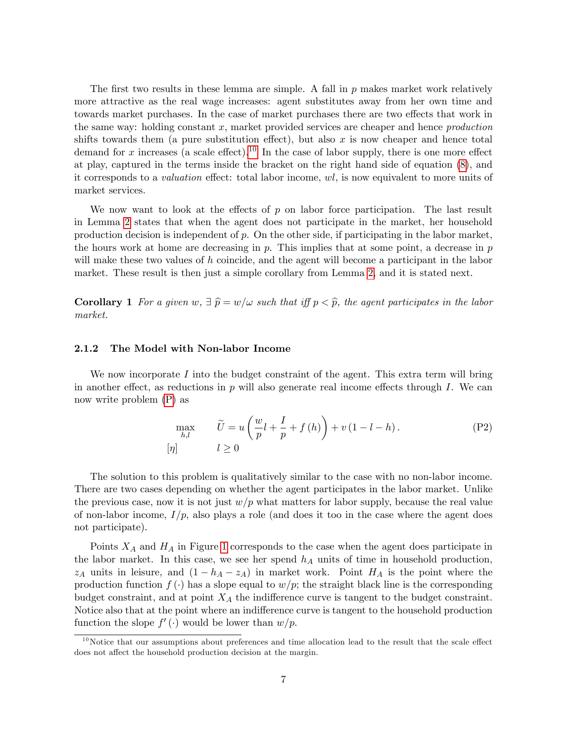The first two results in these lemma are simple. A fall in $p$ makes market work relatively more attractive as the real wage increases: agent substitutes away from her own time and towards market purchases. In the case of market purchases there are two effects that work in the same way: holding constant $x$, market provided services are cheaper and hence *production* shifts towards them (a pure substitution effect), but also $x$ is now cheaper and hence total demand for $x$ increases (a scale effect).[10] In the case of labor supply, there is one more effect at play, captured in the terms inside the bracket on the right hand side of equation (8), and it corresponds to a *valuation* effect: total labor income, $wl$, is now equivalent to more units of market services.

We now want to look at the effects of $p$ on labor force participation. The last result in Lemma 2 states that when the agent does not participate in the market, her household production decision is independent of $p$. On the other side, if participating in the labor market, the hours work at home are decreasing in $p$. This implies that at some point, a decrease in $p$ will make these two values of $h$ coincide, and the agent will become a participant in the labor market. These result is then just a simple corollary from Lemma 2, and it is stated next.

**Corollary 1** *For a given $w$, $\exists\ \widehat{p} = w/\omega$ such that iff $p < \widehat{p}$, the agent participates in the labor market.*

### 2.1.2 The Model with Non-labor Income

We now incorporate $I$ into the budget constraint of the agent. This extra term will bring in another effect, as reductions in $p$ will also generate real income effects through $I$. We can now write problem (P) as

$$\max_{h,l} \qquad \widetilde{U} = u\left(\frac{w}{p}l + \frac{I}{p} + f(h)\right) + v(1 - l - h). \tag{P2}$$
$$[\eta] \qquad\qquad l \geq 0$$

The solution to this problem is qualitatively similar to the case with no non-labor income. There are two cases depending on whether the agent participates in the labor market. Unlike the previous case, now it is not just $w/p$ what matters for labor supply, because the real value of non-labor income, $I/p$, also plays a role (and does it too in the case where the agent does not participate).

Points $X_A$ and $H_A$ in Figure 1 corresponds to the case when the agent does participate in the labor market. In this case, we see her spend $h_A$ units of time in household production, $z_A$ units in leisure, and $(1 - h_A - z_A)$ in market work. Point $H_A$ is the point where the production function $f(\cdot)$ has a slope equal to $w/p$; the straight black line is the corresponding budget constraint, and at point $X_A$ the indifference curve is tangent to the budget constraint. Notice also that at the point where an indifference curve is tangent to the household production function the slope $f'(\cdot)$ would be lower than $w/p$.

[10] Notice that our assumptions about preferences and time allocation lead to the result that the scale effect does not affect the household production decision at the margin.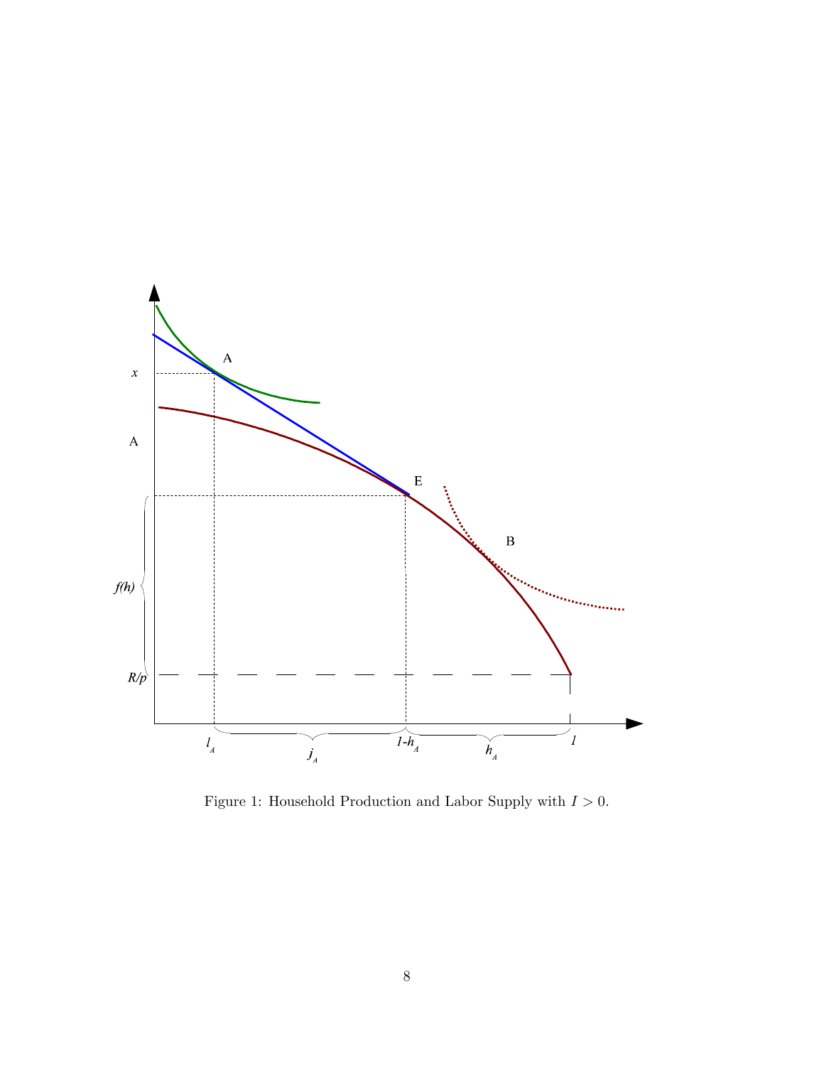Figure 1: Household Production and Labor Supply with $I > 0$.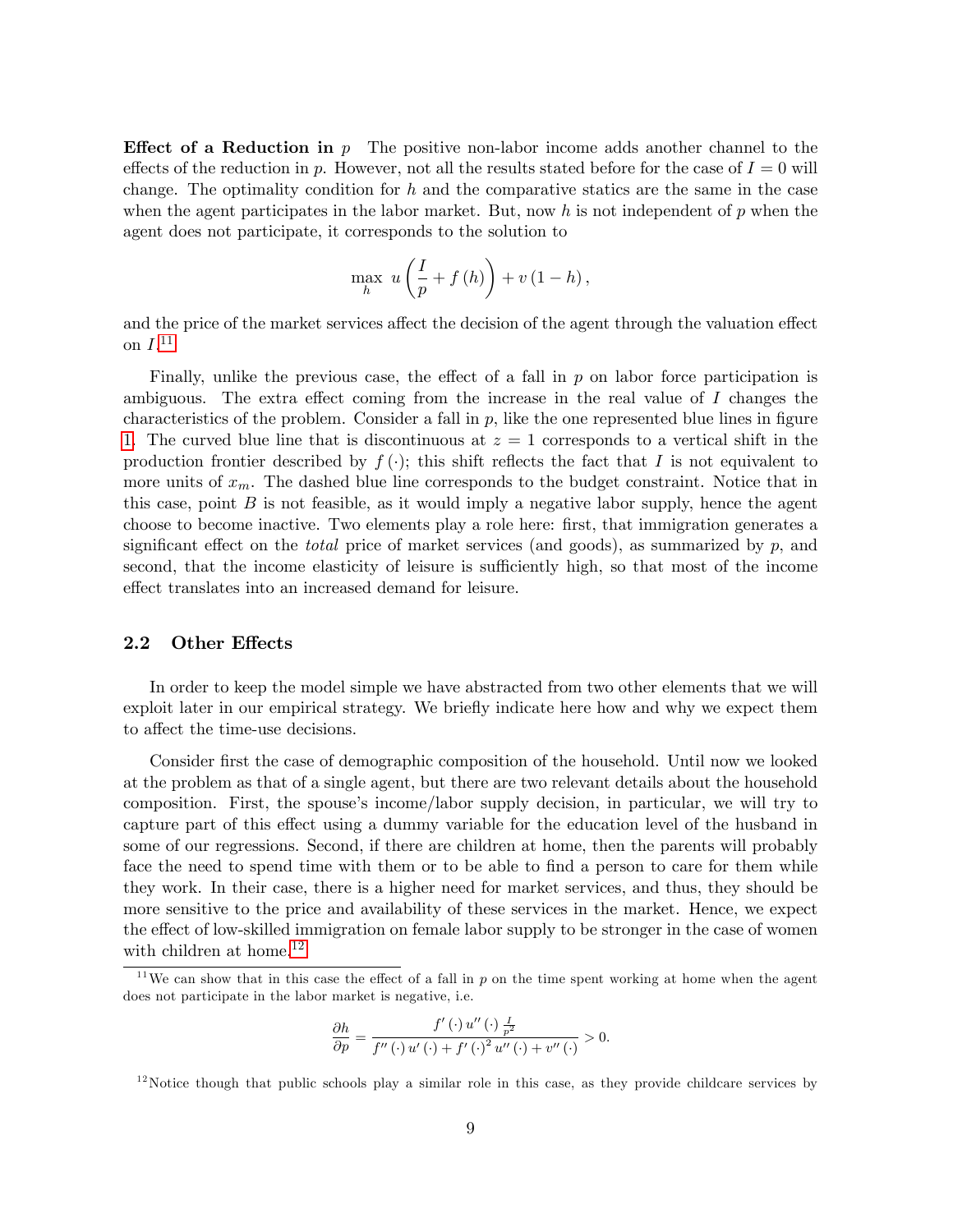**Effect of a Reduction in $p$** The positive non-labor income adds another channel to the effects of the reduction in $p$. However, not all the results stated before for the case of $I = 0$ will change. The optimality condition for $h$ and the comparative statics are the same in the case when the agent participates in the labor market. But, now $h$ is not independent of $p$ when the agent does not participate, it corresponds to the solution to

$$\max_{h} \; u\left(\frac{I}{p} + f(h)\right) + v(1-h),$$

and the price of the market services affect the decision of the agent through the valuation effect on $I$.[11]

Finally, unlike the previous case, the effect of a fall in $p$ on labor force participation is ambiguous. The extra effect coming from the increase in the real value of $I$ changes the characteristics of the problem. Consider a fall in $p$, like the one represented blue lines in figure 1. The curved blue line that is discontinuous at $z = 1$ corresponds to a vertical shift in the production frontier described by $f(\cdot)$; this shift reflects the fact that $I$ is not equivalent to more units of $x_m$. The dashed blue line corresponds to the budget constraint. Notice that in this case, point $B$ is not feasible, as it would imply a negative labor supply, hence the agent choose to become inactive. Two elements play a role here: first, that immigration generates a significant effect on the *total* price of market services (and goods), as summarized by $p$, and second, that the income elasticity of leisure is sufficiently high, so that most of the income effect translates into an increased demand for leisure.

## 2.2 Other Effects

In order to keep the model simple we have abstracted from two other elements that we will exploit later in our empirical strategy. We briefly indicate here how and why we expect them to affect the time-use decisions.

Consider first the case of demographic composition of the household. Until now we looked at the problem as that of a single agent, but there are two relevant details about the household composition. First, the spouse's income/labor supply decision, in particular, we will try to capture part of this effect using a dummy variable for the education level of the husband in some of our regressions. Second, if there are children at home, then the parents will probably face the need to spend time with them or to be able to find a person to care for them while they work. In their case, there is a higher need for market services, and thus, they should be more sensitive to the price and availability of these services in the market. Hence, we expect the effect of low-skilled immigration on female labor supply to be stronger in the case of women with children at home.[12]

---

[11] We can show that in this case the effect of a fall in $p$ on the time spent working at home when the agent does not participate in the labor market is negative, i.e.

$$\frac{\partial h}{\partial p} = \frac{f'(\cdot)\, u''(\cdot)\, \frac{I}{p^2}}{f''(\cdot)\, u'(\cdot) + f'(\cdot)^2\, u''(\cdot) + v''(\cdot)} > 0.$$

[12] Notice though that public schools play a similar role in this case, as they provide childcare services by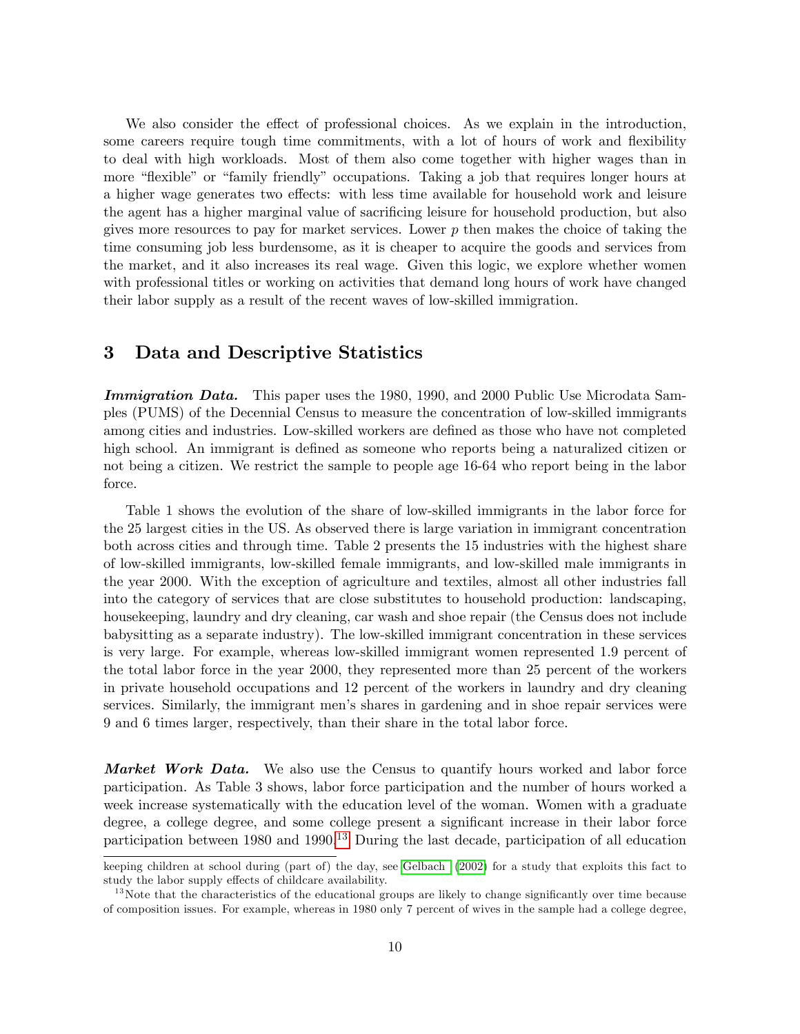We also consider the effect of professional choices. As we explain in the introduction, some careers require tough time commitments, with a lot of hours of work and flexibility to deal with high workloads. Most of them also come together with higher wages than in more "flexible" or "family friendly" occupations. Taking a job that requires longer hours at a higher wage generates two effects: with less time available for household work and leisure the agent has a higher marginal value of sacrificing leisure for household production, but also gives more resources to pay for market services. Lower $p$ then makes the choice of taking the time consuming job less burdensome, as it is cheaper to acquire the goods and services from the market, and it also increases its real wage. Given this logic, we explore whether women with professional titles or working on activities that demand long hours of work have changed their labor supply as a result of the recent waves of low-skilled immigration.

## 3 Data and Descriptive Statistics

***Immigration Data.*** This paper uses the 1980, 1990, and 2000 Public Use Microdata Samples (PUMS) of the Decennial Census to measure the concentration of low-skilled immigrants among cities and industries. Low-skilled workers are defined as those who have not completed high school. An immigrant is defined as someone who reports being a naturalized citizen or not being a citizen. We restrict the sample to people age 16-64 who report being in the labor force.

Table 1 shows the evolution of the share of low-skilled immigrants in the labor force for the 25 largest cities in the US. As observed there is large variation in immigrant concentration both across cities and through time. Table 2 presents the 15 industries with the highest share of low-skilled immigrants, low-skilled female immigrants, and low-skilled male immigrants in the year 2000. With the exception of agriculture and textiles, almost all other industries fall into the category of services that are close substitutes to household production: landscaping, housekeeping, laundry and dry cleaning, car wash and shoe repair (the Census does not include babysitting as a separate industry). The low-skilled immigrant concentration in these services is very large. For example, whereas low-skilled immigrant women represented 1.9 percent of the total labor force in the year 2000, they represented more than 25 percent of the workers in private household occupations and 12 percent of the workers in laundry and dry cleaning services. Similarly, the immigrant men's shares in gardening and in shoe repair services were 9 and 6 times larger, respectively, than their share in the total labor force.

***Market Work Data.*** We also use the Census to quantify hours worked and labor force participation. As Table 3 shows, labor force participation and the number of hours worked a week increase systematically with the education level of the woman. Women with a graduate degree, a college degree, and some college present a significant increase in their labor force participation between 1980 and 1990.[13] During the last decade, participation of all education

keeping children at school during (part of) the day, see Gelbach (2002) for a study that exploits this fact to study the labor supply effects of childcare availability.

[13]Note that the characteristics of the educational groups are likely to change significantly over time because of composition issues. For example, whereas in 1980 only 7 percent of wives in the sample had a college degree,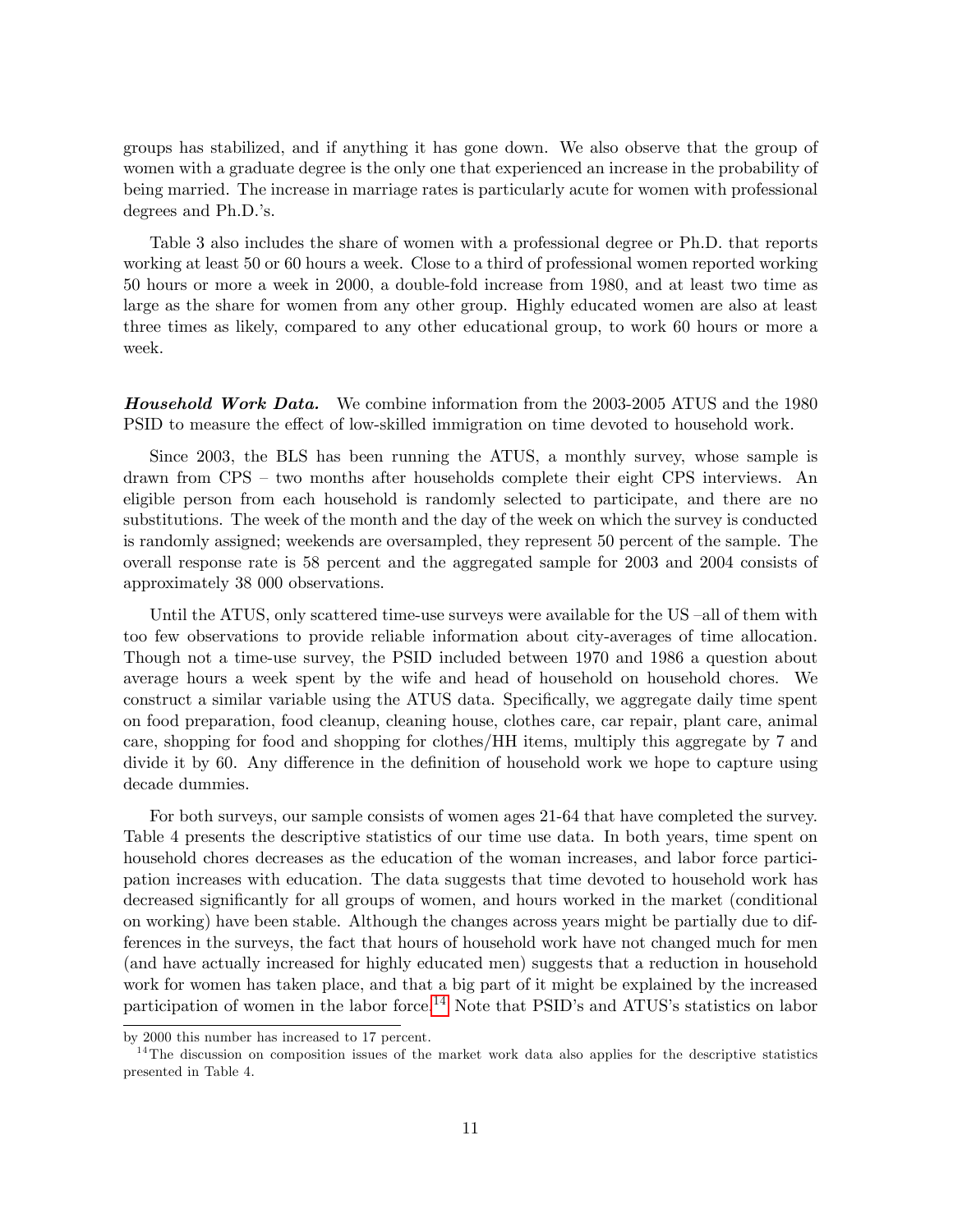groups has stabilized, and if anything it has gone down. We also observe that the group of women with a graduate degree is the only one that experienced an increase in the probability of being married. The increase in marriage rates is particularly acute for women with professional degrees and Ph.D.'s.

Table 3 also includes the share of women with a professional degree or Ph.D. that reports working at least 50 or 60 hours a week. Close to a third of professional women reported working 50 hours or more a week in 2000, a double-fold increase from 1980, and at least two time as large as the share for women from any other group. Highly educated women are also at least three times as likely, compared to any other educational group, to work 60 hours or more a week.

***Household Work Data.*** We combine information from the 2003-2005 ATUS and the 1980 PSID to measure the effect of low-skilled immigration on time devoted to household work.

Since 2003, the BLS has been running the ATUS, a monthly survey, whose sample is drawn from CPS – two months after households complete their eight CPS interviews. An eligible person from each household is randomly selected to participate, and there are no substitutions. The week of the month and the day of the week on which the survey is conducted is randomly assigned; weekends are oversampled, they represent 50 percent of the sample. The overall response rate is 58 percent and the aggregated sample for 2003 and 2004 consists of approximately 38 000 observations.

Until the ATUS, only scattered time-use surveys were available for the US –all of them with too few observations to provide reliable information about city-averages of time allocation. Though not a time-use survey, the PSID included between 1970 and 1986 a question about average hours a week spent by the wife and head of household on household chores. We construct a similar variable using the ATUS data. Specifically, we aggregate daily time spent on food preparation, food cleanup, cleaning house, clothes care, car repair, plant care, animal care, shopping for food and shopping for clothes/HH items, multiply this aggregate by 7 and divide it by 60. Any difference in the definition of household work we hope to capture using decade dummies.

For both surveys, our sample consists of women ages 21-64 that have completed the survey. Table 4 presents the descriptive statistics of our time use data. In both years, time spent on household chores decreases as the education of the woman increases, and labor force participation increases with education. The data suggests that time devoted to household work has decreased significantly for all groups of women, and hours worked in the market (conditional on working) have been stable. Although the changes across years might be partially due to differences in the surveys, the fact that hours of household work have not changed much for men (and have actually increased for highly educated men) suggests that a reduction in household work for women has taken place, and that a big part of it might be explained by the increased participation of women in the labor force.[14] Note that PSID's and ATUS's statistics on labor

by 2000 this number has increased to 17 percent.

[14] The discussion on composition issues of the market work data also applies for the descriptive statistics presented in Table 4.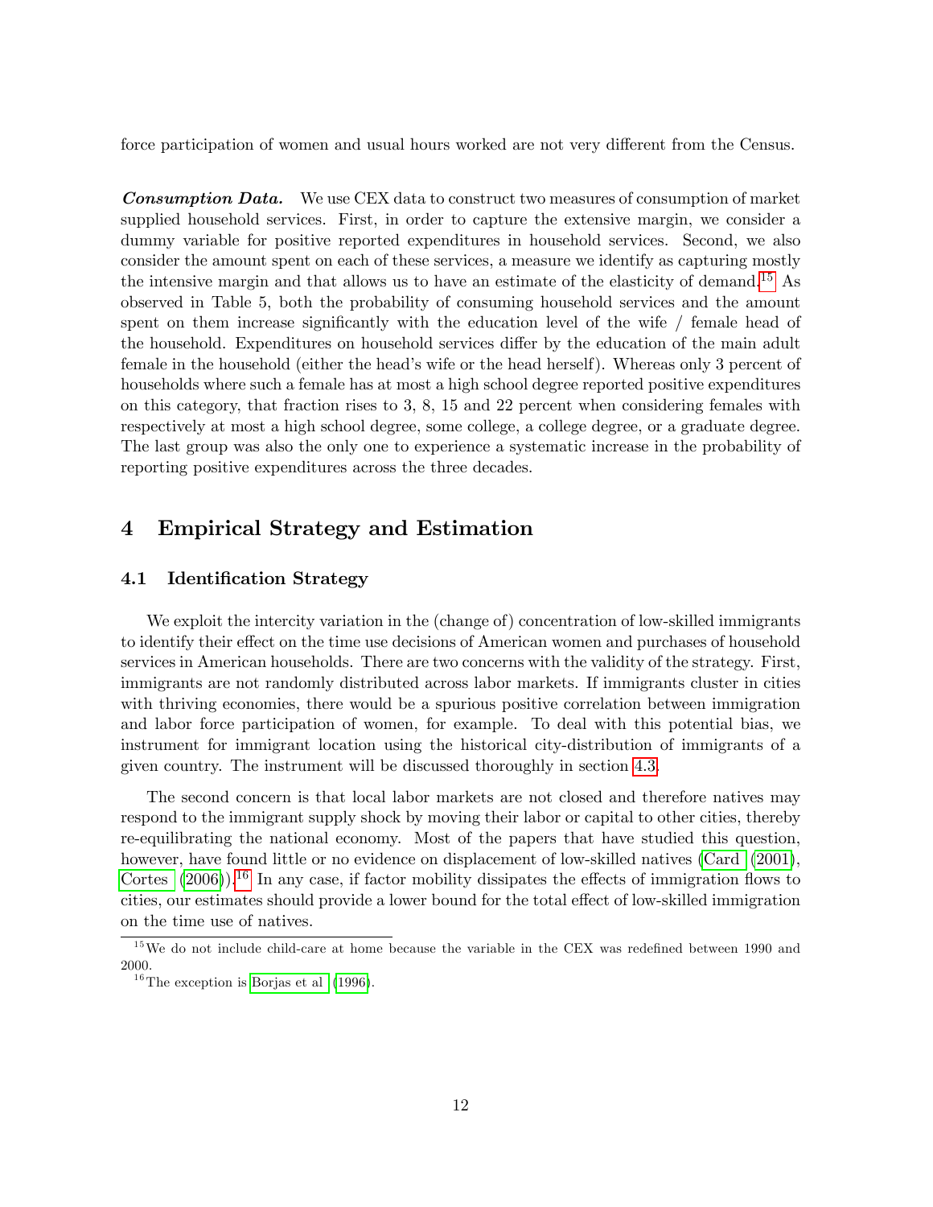force participation of women and usual hours worked are not very different from the Census.

***Consumption Data.*** We use CEX data to construct two measures of consumption of market supplied household services. First, in order to capture the extensive margin, we consider a dummy variable for positive reported expenditures in household services. Second, we also consider the amount spent on each of these services, a measure we identify as capturing mostly the intensive margin and that allows us to have an estimate of the elasticity of demand.[15] As observed in Table 5, both the probability of consuming household services and the amount spent on them increase significantly with the education level of the wife / female head of the household. Expenditures on household services differ by the education of the main adult female in the household (either the head's wife or the head herself). Whereas only 3 percent of households where such a female has at most a high school degree reported positive expenditures on this category, that fraction rises to 3, 8, 15 and 22 percent when considering females with respectively at most a high school degree, some college, a college degree, or a graduate degree. The last group was also the only one to experience a systematic increase in the probability of reporting positive expenditures across the three decades.

## 4 Empirical Strategy and Estimation

### 4.1 Identification Strategy

We exploit the intercity variation in the (change of) concentration of low-skilled immigrants to identify their effect on the time use decisions of American women and purchases of household services in American households. There are two concerns with the validity of the strategy. First, immigrants are not randomly distributed across labor markets. If immigrants cluster in cities with thriving economies, there would be a spurious positive correlation between immigration and labor force participation of women, for example. To deal with this potential bias, we instrument for immigrant location using the historical city-distribution of immigrants of a given country. The instrument will be discussed thoroughly in section 4.3.

The second concern is that local labor markets are not closed and therefore natives may respond to the immigrant supply shock by moving their labor or capital to other cities, thereby re-equilibrating the national economy. Most of the papers that have studied this question, however, have found little or no evidence on displacement of low-skilled natives (Card (2001), Cortes (2006)).[16] In any case, if factor mobility dissipates the effects of immigration flows to cities, our estimates should provide a lower bound for the total effect of low-skilled immigration on the time use of natives.

[15] We do not include child-care at home because the variable in the CEX was redefined between 1990 and 2000.

[16] The exception is Borjas et al (1996).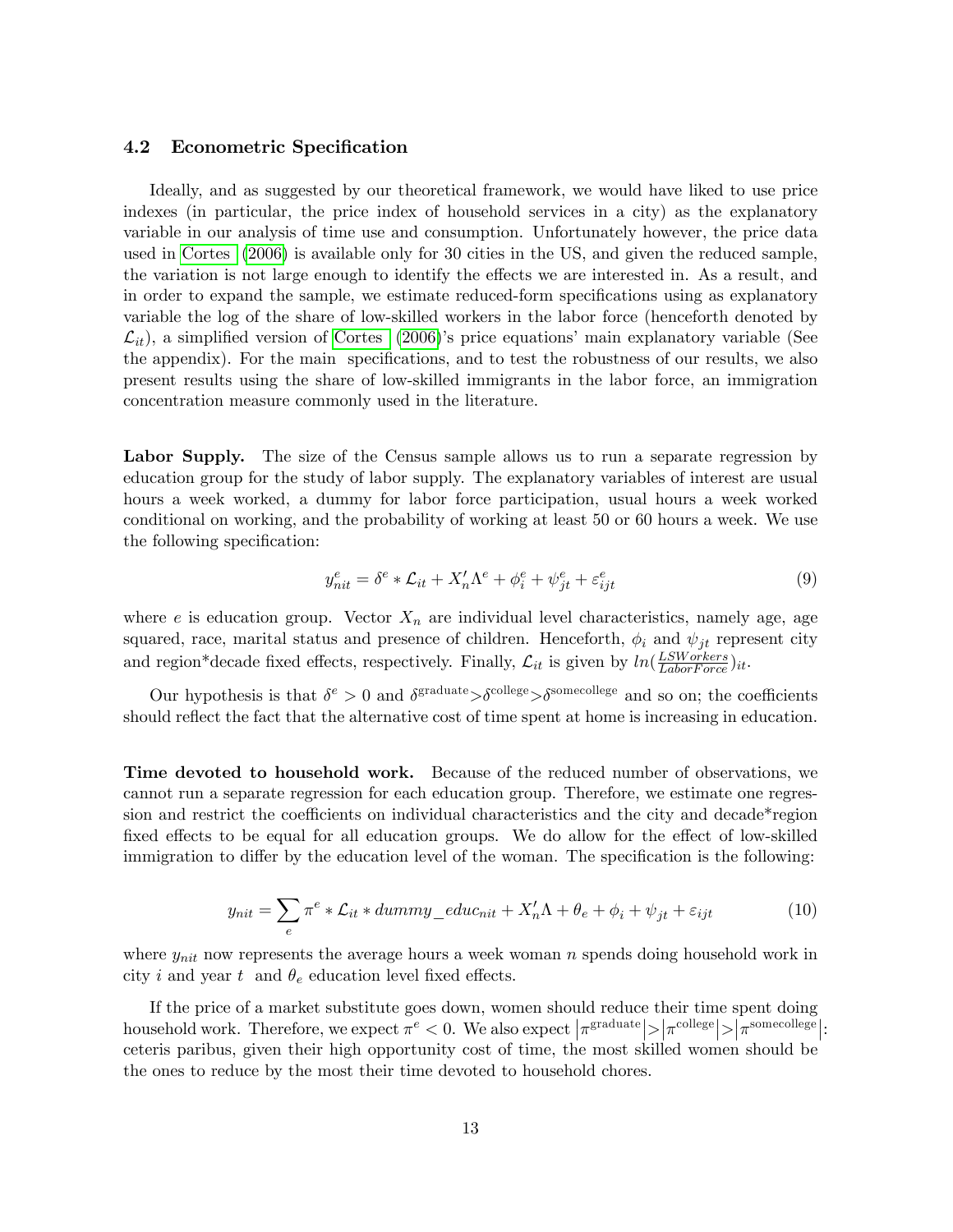### 4.2 Econometric Specification

Ideally, and as suggested by our theoretical framework, we would have liked to use price indexes (in particular, the price index of household services in a city) as the explanatory variable in our analysis of time use and consumption. Unfortunately however, the price data used in Cortes (2006) is available only for 30 cities in the US, and given the reduced sample, the variation is not large enough to identify the effects we are interested in. As a result, and in order to expand the sample, we estimate reduced-form specifications using as explanatory variable the log of the share of low-skilled workers in the labor force (henceforth denoted by $\mathcal{L}_{it}$), a simplified version of Cortes (2006)'s price equations' main explanatory variable (See the appendix). For the main specifications, and to test the robustness of our results, we also present results using the share of low-skilled immigrants in the labor force, an immigration concentration measure commonly used in the literature.

**Labor Supply.** The size of the Census sample allows us to run a separate regression by education group for the study of labor supply. The explanatory variables of interest are usual hours a week worked, a dummy for labor force participation, usual hours a week worked conditional on working, and the probability of working at least 50 or 60 hours a week. We use the following specification:

$$y_{nit}^{e} = \delta^{e} * \mathcal{L}_{it} + X_n' \Lambda^{e} + \phi_i^{e} + \psi_{jt}^{e} + \varepsilon_{ijt}^{e} \tag{9}$$

where $e$ is education group. Vector $X_n$ are individual level characteristics, namely age, age squared, race, marital status and presence of children. Henceforth, $\phi_i$ and $\psi_{jt}$ represent city and region*decade fixed effects, respectively. Finally, $\mathcal{L}_{it}$ is given by $ln(\frac{LSWorkers}{LaborForce})_{it}$.

Our hypothesis is that $\delta^{e} > 0$ and $\delta^{\text{graduate}} > \delta^{\text{college}} > \delta^{\text{somecollege}}$ and so on; the coefficients should reflect the fact that the alternative cost of time spent at home is increasing in education.

**Time devoted to household work.** Because of the reduced number of observations, we cannot run a separate regression for each education group. Therefore, we estimate one regression and restrict the coefficients on individual characteristics and the city and decade*region fixed effects to be equal for all education groups. We do allow for the effect of low-skilled immigration to differ by the education level of the woman. The specification is the following:

$$y_{nit} = \sum_{e} \pi^{e} * \mathcal{L}_{it} * dummy\_educ_{nit} + X_n' \Lambda + \theta_e + \phi_i + \psi_{jt} + \varepsilon_{ijt} \tag{10}$$

where $y_{nit}$ now represents the average hours a week woman $n$ spends doing household work in city $i$ and year $t$ and $\theta_e$ education level fixed effects.

If the price of a market substitute goes down, women should reduce their time spent doing household work. Therefore, we expect $\pi^{e} < 0$. We also expect $\left|\pi^{\text{graduate}}\right| > \left|\pi^{\text{college}}\right| > \left|\pi^{\text{somecollege}}\right|$: ceteris paribus, given their high opportunity cost of time, the most skilled women should be the ones to reduce by the most their time devoted to household chores.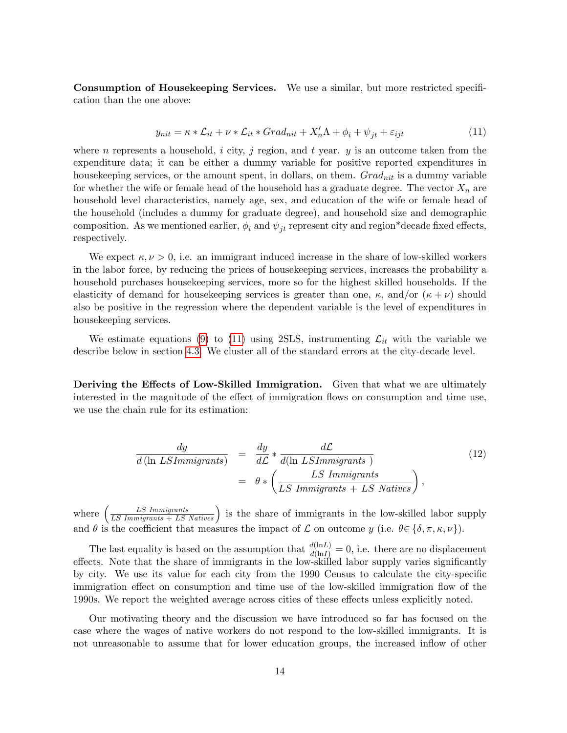**Consumption of Housekeeping Services.** We use a similar, but more restricted specification than the one above:

$$y_{nit} = \kappa * \mathcal{L}_{it} + \nu * \mathcal{L}_{it} * Grad_{nit} + X_n' \Lambda + \phi_i + \psi_{jt} + \varepsilon_{ijt} \tag{11}$$

where $n$ represents a household, $i$ city, $j$ region, and $t$ year. $y$ is an outcome taken from the expenditure data; it can be either a dummy variable for positive reported expenditures in housekeeping services, or the amount spent, in dollars, on them. $Grad_{nit}$ is a dummy variable for whether the wife or female head of the household has a graduate degree. The vector $X_n$ are household level characteristics, namely age, sex, and education of the wife or female head of the household (includes a dummy for graduate degree), and household size and demographic composition. As we mentioned earlier, $\phi_i$ and $\psi_{jt}$ represent city and region*decade fixed effects, respectively.

We expect $\kappa, \nu > 0$, i.e. an immigrant induced increase in the share of low-skilled workers in the labor force, by reducing the prices of housekeeping services, increases the probability a household purchases housekeeping services, more so for the highest skilled households. If the elasticity of demand for housekeeping services is greater than one, $\kappa$, and/or $(\kappa + \nu)$ should also be positive in the regression where the dependent variable is the level of expenditures in housekeeping services.

We estimate equations (9) to (11) using 2SLS, instrumenting $\mathcal{L}_{it}$ with the variable we describe below in section 4.3. We cluster all of the standard errors at the city-decade level.

**Deriving the Effects of Low-Skilled Immigration.** Given that what we are ultimately interested in the magnitude of the effect of immigration flows on consumption and time use, we use the chain rule for its estimation:

$$\begin{aligned} \frac{dy}{d\,(\ln\, LSImmigrants)} &= \frac{dy}{d\mathcal{L}} * \frac{d\mathcal{L}}{d(\ln\, LSImmigrants\,)} \\ &= \theta * \left( \frac{LS\ Immigrants}{LS\ Immigrants + LS\ Natives} \right), \end{aligned} \tag{12}$$

where $\left( \frac{LS\ Immigrants}{LS\ Immigrants\ +\ LS\ Natives} \right)$ is the share of immigrants in the low-skilled labor supply and $\theta$ is the coefficient that measures the impact of $\mathcal{L}$ on outcome $y$ (i.e. $\theta \in \{\delta, \pi, \kappa, \nu\}$).

The last equality is based on the assumption that $\frac{d(\ln L)}{d(\ln I)} = 0$, i.e. there are no displacement effects. Note that the share of immigrants in the low-skilled labor supply varies significantly by city. We use its value for each city from the 1990 Census to calculate the city-specific immigration effect on consumption and time use of the low-skilled immigration flow of the 1990s. We report the weighted average across cities of these effects unless explicitly noted.

Our motivating theory and the discussion we have introduced so far has focused on the case where the wages of native workers do not respond to the low-skilled immigrants. It is not unreasonable to assume that for lower education groups, the increased inflow of other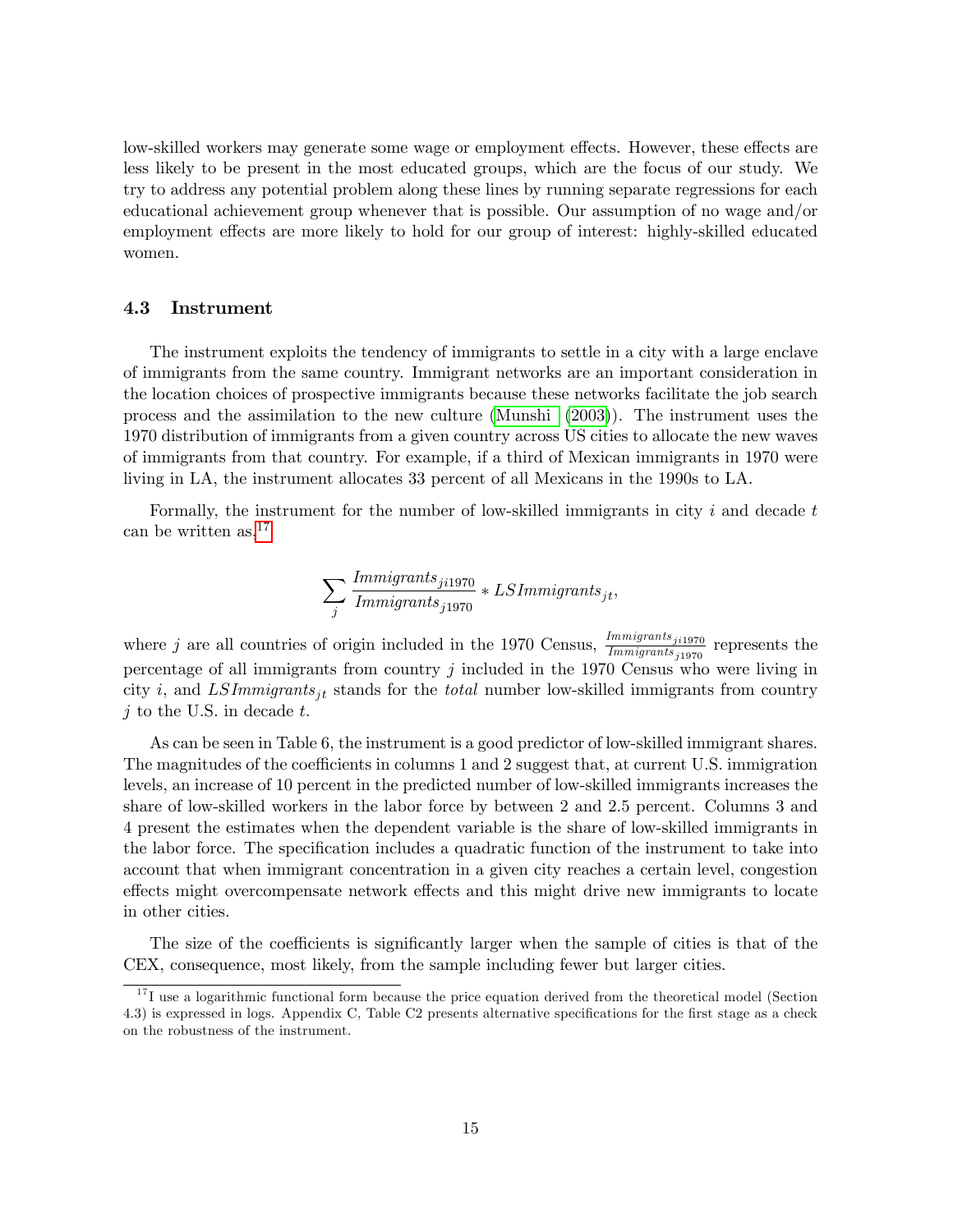low-skilled workers may generate some wage or employment effects. However, these effects are less likely to be present in the most educated groups, which are the focus of our study. We try to address any potential problem along these lines by running separate regressions for each educational achievement group whenever that is possible. Our assumption of no wage and/or employment effects are more likely to hold for our group of interest: highly-skilled educated women.

### 4.3 Instrument

The instrument exploits the tendency of immigrants to settle in a city with a large enclave of immigrants from the same country. Immigrant networks are an important consideration in the location choices of prospective immigrants because these networks facilitate the job search process and the assimilation to the new culture (Munshi (2003)). The instrument uses the 1970 distribution of immigrants from a given country across US cities to allocate the new waves of immigrants from that country. For example, if a third of Mexican immigrants in 1970 were living in LA, the instrument allocates 33 percent of all Mexicans in the 1990s to LA.

Formally, the instrument for the number of low-skilled immigrants in city $i$ and decade $t$ can be written as:[17]

$$\sum_{j} \frac{Immigrants_{ji1970}}{Immigrants_{j1970}} * LSImmigrants_{jt},$$

where $j$ are all countries of origin included in the 1970 Census, $\frac{Immigrants_{ji1970}}{Immigrants_{j1970}}$ represents the percentage of all immigrants from country $j$ included in the 1970 Census who were living in city $i$, and $LSImmigrants_{jt}$ stands for the *total* number low-skilled immigrants from country $j$ to the U.S. in decade $t$.

As can be seen in Table 6, the instrument is a good predictor of low-skilled immigrant shares. The magnitudes of the coefficients in columns 1 and 2 suggest that, at current U.S. immigration levels, an increase of 10 percent in the predicted number of low-skilled immigrants increases the share of low-skilled workers in the labor force by between 2 and 2.5 percent. Columns 3 and 4 present the estimates when the dependent variable is the share of low-skilled immigrants in the labor force. The specification includes a quadratic function of the instrument to take into account that when immigrant concentration in a given city reaches a certain level, congestion effects might overcompensate network effects and this might drive new immigrants to locate in other cities.

The size of the coefficients is significantly larger when the sample of cities is that of the CEX, consequence, most likely, from the sample including fewer but larger cities.

[17] I use a logarithmic functional form because the price equation derived from the theoretical model (Section 4.3) is expressed in logs. Appendix C, Table C2 presents alternative specifications for the first stage as a check on the robustness of the instrument.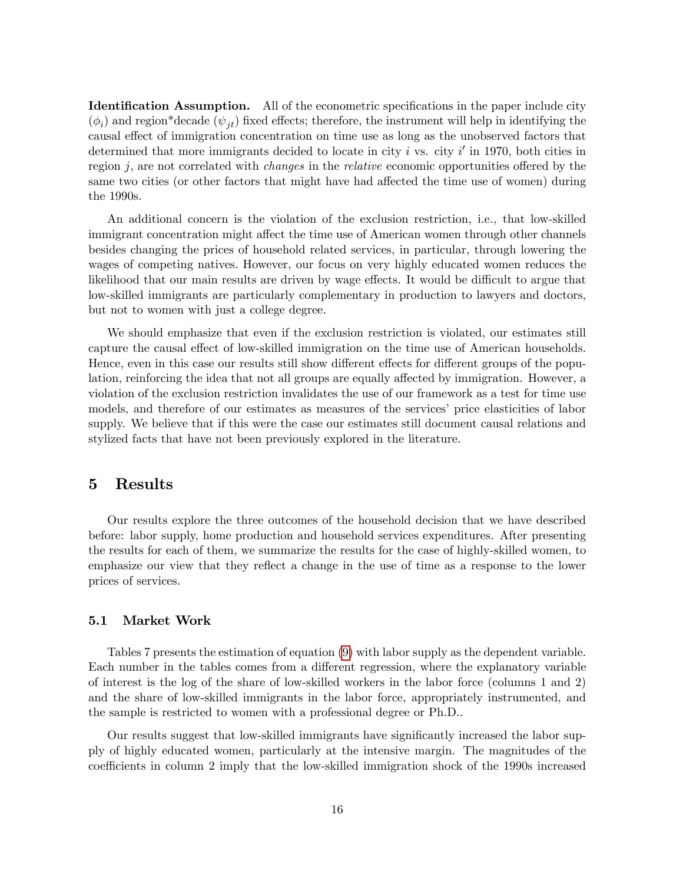**Identification Assumption.** All of the econometric specifications in the paper include city ($\phi_i$) and region*decade ($\psi_{jt}$) fixed effects; therefore, the instrument will help in identifying the causal effect of immigration concentration on time use as long as the unobserved factors that determined that more immigrants decided to locate in city $i$ vs. city $i'$ in 1970, both cities in region $j$, are not correlated with *changes* in the *relative* economic opportunities offered by the same two cities (or other factors that might have had affected the time use of women) during the 1990s.

An additional concern is the violation of the exclusion restriction, i.e., that low-skilled immigrant concentration might affect the time use of American women through other channels besides changing the prices of household related services, in particular, through lowering the wages of competing natives. However, our focus on very highly educated women reduces the likelihood that our main results are driven by wage effects. It would be difficult to argue that low-skilled immigrants are particularly complementary in production to lawyers and doctors, but not to women with just a college degree.

We should emphasize that even if the exclusion restriction is violated, our estimates still capture the causal effect of low-skilled immigration on the time use of American households. Hence, even in this case our results still show different effects for different groups of the population, reinforcing the idea that not all groups are equally affected by immigration. However, a violation of the exclusion restriction invalidates the use of our framework as a test for time use models, and therefore of our estimates as measures of the services' price elasticities of labor supply. We believe that if this were the case our estimates still document causal relations and stylized facts that have not been previously explored in the literature.

# 5 Results

Our results explore the three outcomes of the household decision that we have described before: labor supply, home production and household services expenditures. After presenting the results for each of them, we summarize the results for the case of highly-skilled women, to emphasize our view that they reflect a change in the use of time as a response to the lower prices of services.

## 5.1 Market Work

Tables 7 presents the estimation of equation (9) with labor supply as the dependent variable. Each number in the tables comes from a different regression, where the explanatory variable of interest is the log of the share of low-skilled workers in the labor force (columns 1 and 2) and the share of low-skilled immigrants in the labor force, appropriately instrumented, and the sample is restricted to women with a professional degree or Ph.D..

Our results suggest that low-skilled immigrants have significantly increased the labor supply of highly educated women, particularly at the intensive margin. The magnitudes of the coefficients in column 2 imply that the low-skilled immigration shock of the 1990s increased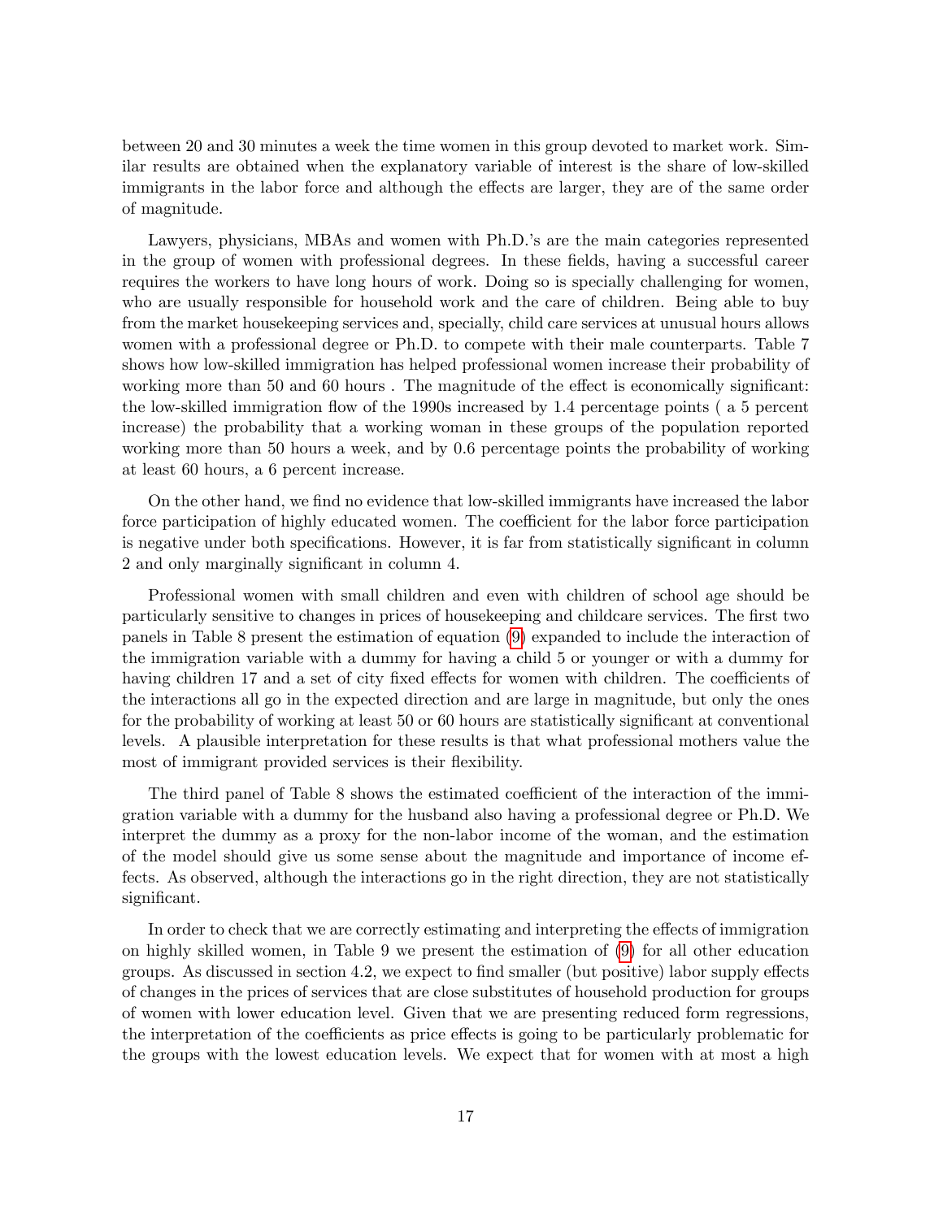between 20 and 30 minutes a week the time women in this group devoted to market work. Similar results are obtained when the explanatory variable of interest is the share of low-skilled immigrants in the labor force and although the effects are larger, they are of the same order of magnitude.

Lawyers, physicians, MBAs and women with Ph.D.'s are the main categories represented in the group of women with professional degrees. In these fields, having a successful career requires the workers to have long hours of work. Doing so is specially challenging for women, who are usually responsible for household work and the care of children. Being able to buy from the market housekeeping services and, specially, child care services at unusual hours allows women with a professional degree or Ph.D. to compete with their male counterparts. Table 7 shows how low-skilled immigration has helped professional women increase their probability of working more than 50 and 60 hours . The magnitude of the effect is economically significant: the low-skilled immigration flow of the 1990s increased by 1.4 percentage points ( a 5 percent increase) the probability that a working woman in these groups of the population reported working more than 50 hours a week, and by 0.6 percentage points the probability of working at least 60 hours, a 6 percent increase.

On the other hand, we find no evidence that low-skilled immigrants have increased the labor force participation of highly educated women. The coefficient for the labor force participation is negative under both specifications. However, it is far from statistically significant in column 2 and only marginally significant in column 4.

Professional women with small children and even with children of school age should be particularly sensitive to changes in prices of housekeeping and childcare services. The first two panels in Table 8 present the estimation of equation (9) expanded to include the interaction of the immigration variable with a dummy for having a child 5 or younger or with a dummy for having children 17 and a set of city fixed effects for women with children. The coefficients of the interactions all go in the expected direction and are large in magnitude, but only the ones for the probability of working at least 50 or 60 hours are statistically significant at conventional levels. A plausible interpretation for these results is that what professional mothers value the most of immigrant provided services is their flexibility.

The third panel of Table 8 shows the estimated coefficient of the interaction of the immigration variable with a dummy for the husband also having a professional degree or Ph.D. We interpret the dummy as a proxy for the non-labor income of the woman, and the estimation of the model should give us some sense about the magnitude and importance of income effects. As observed, although the interactions go in the right direction, they are not statistically significant.

In order to check that we are correctly estimating and interpreting the effects of immigration on highly skilled women, in Table 9 we present the estimation of (9) for all other education groups. As discussed in section 4.2, we expect to find smaller (but positive) labor supply effects of changes in the prices of services that are close substitutes of household production for groups of women with lower education level. Given that we are presenting reduced form regressions, the interpretation of the coefficients as price effects is going to be particularly problematic for the groups with the lowest education levels. We expect that for women with at most a high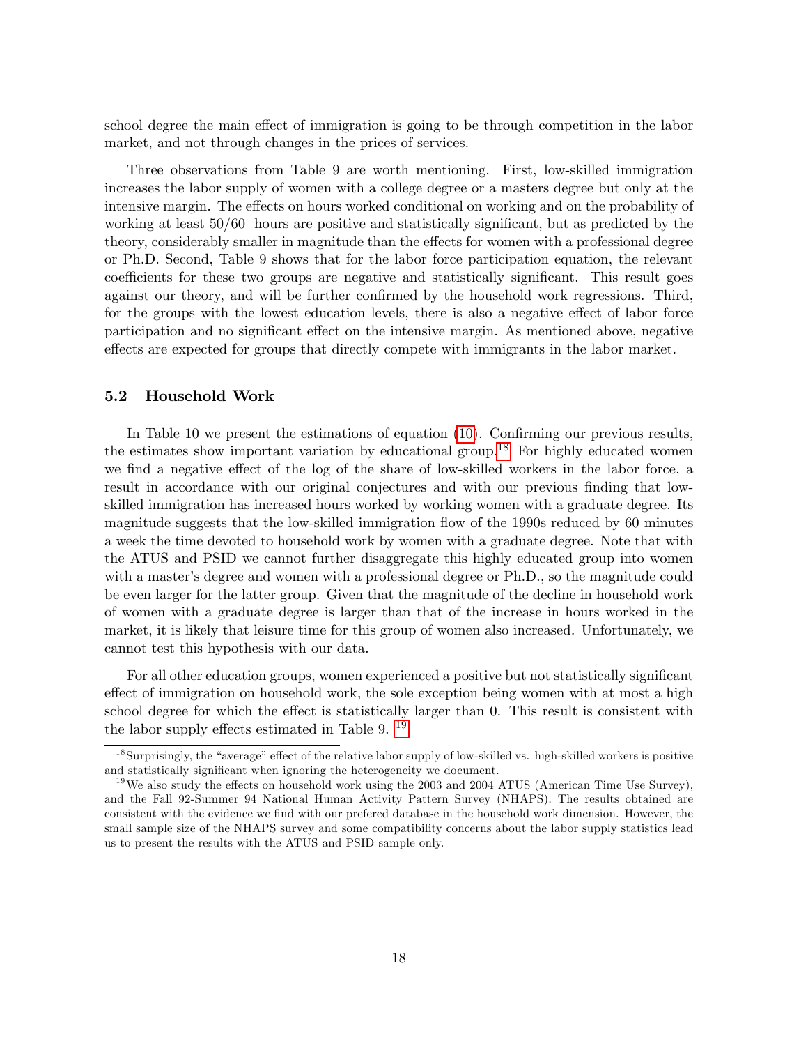school degree the main effect of immigration is going to be through competition in the labor market, and not through changes in the prices of services.

Three observations from Table 9 are worth mentioning. First, low-skilled immigration increases the labor supply of women with a college degree or a masters degree but only at the intensive margin. The effects on hours worked conditional on working and on the probability of working at least 50/60 hours are positive and statistically significant, but as predicted by the theory, considerably smaller in magnitude than the effects for women with a professional degree or Ph.D. Second, Table 9 shows that for the labor force participation equation, the relevant coefficients for these two groups are negative and statistically significant. This result goes against our theory, and will be further confirmed by the household work regressions. Third, for the groups with the lowest education levels, there is also a negative effect of labor force participation and no significant effect on the intensive margin. As mentioned above, negative effects are expected for groups that directly compete with immigrants in the labor market.

## 5.2 Household Work

In Table 10 we present the estimations of equation (10). Confirming our previous results, the estimates show important variation by educational group.[18] For highly educated women we find a negative effect of the log of the share of low-skilled workers in the labor force, a result in accordance with our original conjectures and with our previous finding that low-skilled immigration has increased hours worked by working women with a graduate degree. Its magnitude suggests that the low-skilled immigration flow of the 1990s reduced by 60 minutes a week the time devoted to household work by women with a graduate degree. Note that with the ATUS and PSID we cannot further disaggregate this highly educated group into women with a master's degree and women with a professional degree or Ph.D., so the magnitude could be even larger for the latter group. Given that the magnitude of the decline in household work of women with a graduate degree is larger than that of the increase in hours worked in the market, it is likely that leisure time for this group of women also increased. Unfortunately, we cannot test this hypothesis with our data.

For all other education groups, women experienced a positive but not statistically significant effect of immigration on household work, the sole exception being women with at most a high school degree for which the effect is statistically larger than 0. This result is consistent with the labor supply effects estimated in Table 9. [19]

[18] Surprisingly, the "average" effect of the relative labor supply of low-skilled vs. high-skilled workers is positive and statistically significant when ignoring the heterogeneity we document.

[19] We also study the effects on household work using the 2003 and 2004 ATUS (American Time Use Survey), and the Fall 92-Summer 94 National Human Activity Pattern Survey (NHAPS). The results obtained are consistent with the evidence we find with our prefered database in the household work dimension. However, the small sample size of the NHAPS survey and some compatibility concerns about the labor supply statistics lead us to present the results with the ATUS and PSID sample only.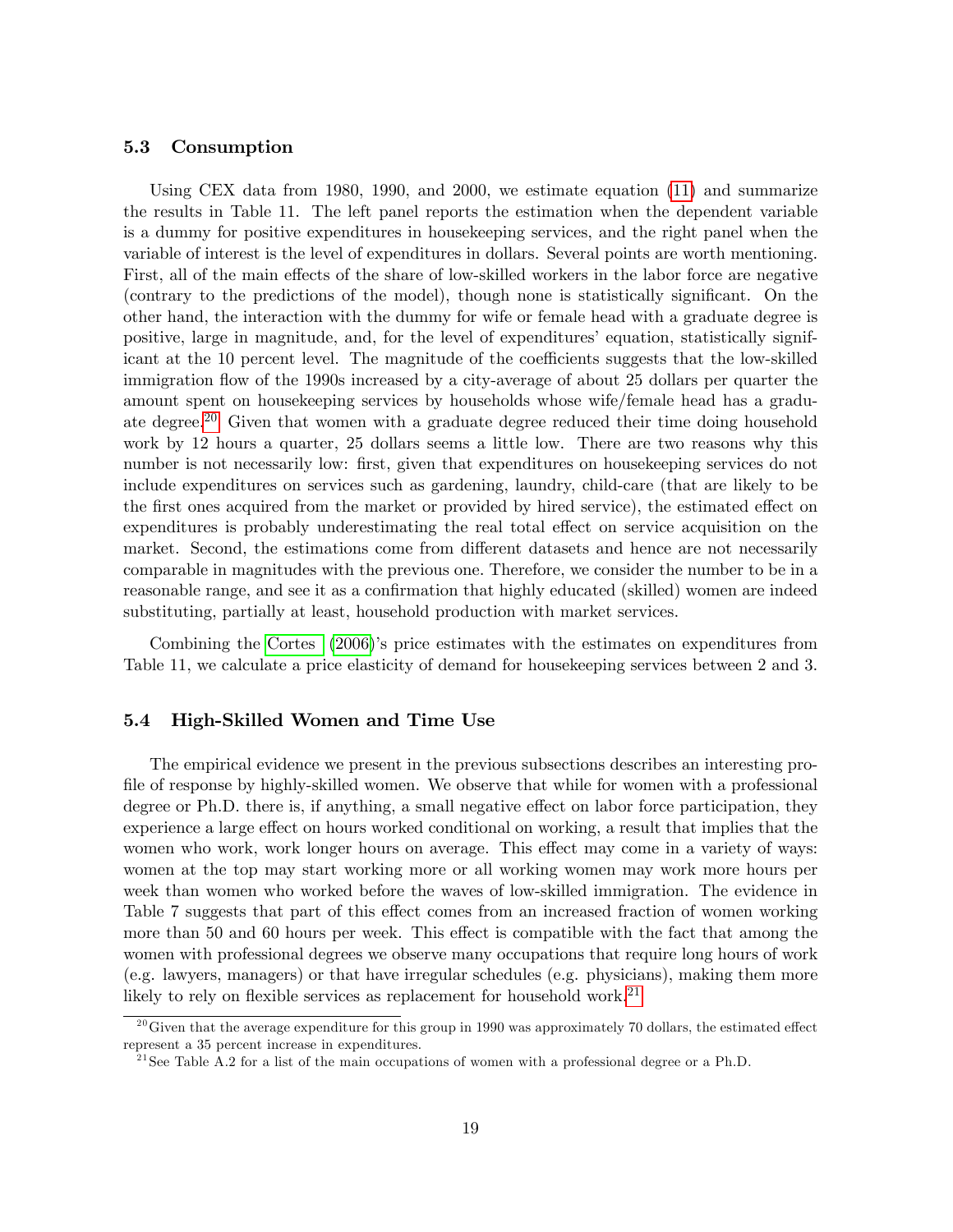### 5.3 Consumption

Using CEX data from 1980, 1990, and 2000, we estimate equation (11) and summarize the results in Table 11. The left panel reports the estimation when the dependent variable is a dummy for positive expenditures in housekeeping services, and the right panel when the variable of interest is the level of expenditures in dollars. Several points are worth mentioning. First, all of the main effects of the share of low-skilled workers in the labor force are negative (contrary to the predictions of the model), though none is statistically significant. On the other hand, the interaction with the dummy for wife or female head with a graduate degree is positive, large in magnitude, and, for the level of expenditures' equation, statistically significant at the 10 percent level. The magnitude of the coefficients suggests that the low-skilled immigration flow of the 1990s increased by a city-average of about 25 dollars per quarter the amount spent on housekeeping services by households whose wife/female head has a graduate degree.[20] Given that women with a graduate degree reduced their time doing household work by 12 hours a quarter, 25 dollars seems a little low. There are two reasons why this number is not necessarily low: first, given that expenditures on housekeeping services do not include expenditures on services such as gardening, laundry, child-care (that are likely to be the first ones acquired from the market or provided by hired service), the estimated effect on expenditures is probably underestimating the real total effect on service acquisition on the market. Second, the estimations come from different datasets and hence are not necessarily comparable in magnitudes with the previous one. Therefore, we consider the number to be in a reasonable range, and see it as a confirmation that highly educated (skilled) women are indeed substituting, partially at least, household production with market services.

Combining the Cortes (2006)'s price estimates with the estimates on expenditures from Table 11, we calculate a price elasticity of demand for housekeeping services between 2 and 3.

### 5.4 High-Skilled Women and Time Use

The empirical evidence we present in the previous subsections describes an interesting profile of response by highly-skilled women. We observe that while for women with a professional degree or Ph.D. there is, if anything, a small negative effect on labor force participation, they experience a large effect on hours worked conditional on working, a result that implies that the women who work, work longer hours on average. This effect may come in a variety of ways: women at the top may start working more or all working women may work more hours per week than women who worked before the waves of low-skilled immigration. The evidence in Table 7 suggests that part of this effect comes from an increased fraction of women working more than 50 and 60 hours per week. This effect is compatible with the fact that among the women with professional degrees we observe many occupations that require long hours of work (e.g. lawyers, managers) or that have irregular schedules (e.g. physicians), making them more likely to rely on flexible services as replacement for household work.[21]

[20] Given that the average expenditure for this group in 1990 was approximately 70 dollars, the estimated effect represent a 35 percent increase in expenditures.

[21] See Table A.2 for a list of the main occupations of women with a professional degree or a Ph.D.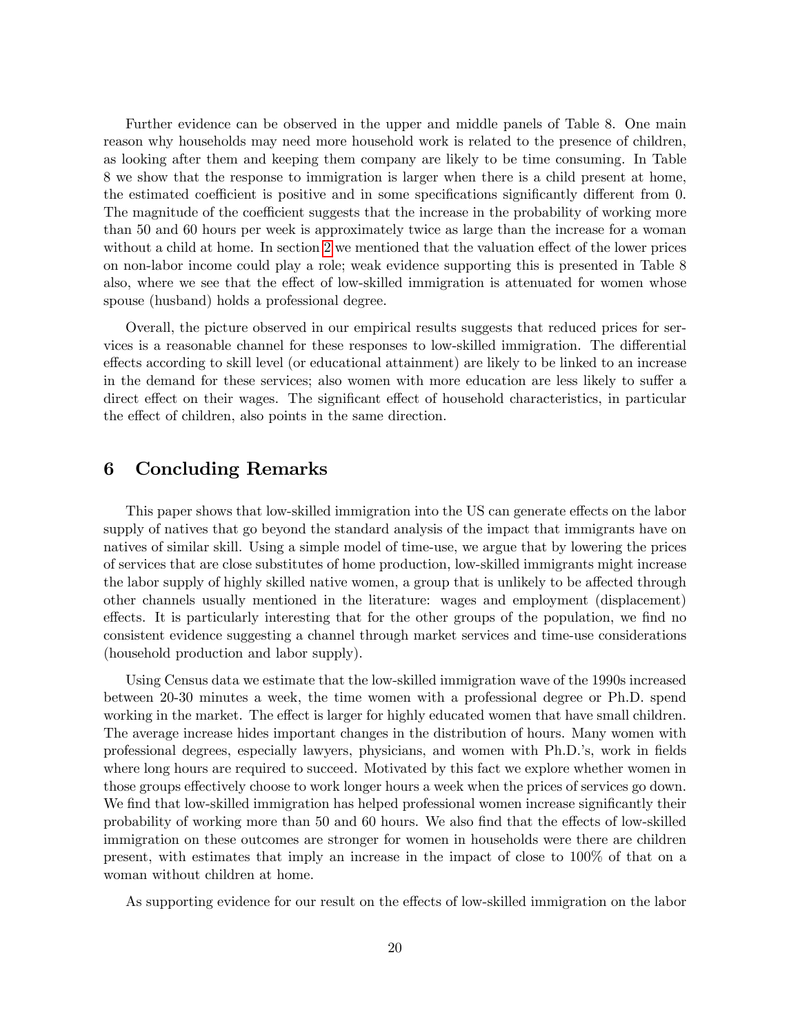Further evidence can be observed in the upper and middle panels of Table 8. One main reason why households may need more household work is related to the presence of children, as looking after them and keeping them company are likely to be time consuming. In Table 8 we show that the response to immigration is larger when there is a child present at home, the estimated coefficient is positive and in some specifications significantly different from 0. The magnitude of the coefficient suggests that the increase in the probability of working more than 50 and 60 hours per week is approximately twice as large than the increase for a woman without a child at home. In section 2 we mentioned that the valuation effect of the lower prices on non-labor income could play a role; weak evidence supporting this is presented in Table 8 also, where we see that the effect of low-skilled immigration is attenuated for women whose spouse (husband) holds a professional degree.

Overall, the picture observed in our empirical results suggests that reduced prices for services is a reasonable channel for these responses to low-skilled immigration. The differential effects according to skill level (or educational attainment) are likely to be linked to an increase in the demand for these services; also women with more education are less likely to suffer a direct effect on their wages. The significant effect of household characteristics, in particular the effect of children, also points in the same direction.

## 6 Concluding Remarks

This paper shows that low-skilled immigration into the US can generate effects on the labor supply of natives that go beyond the standard analysis of the impact that immigrants have on natives of similar skill. Using a simple model of time-use, we argue that by lowering the prices of services that are close substitutes of home production, low-skilled immigrants might increase the labor supply of highly skilled native women, a group that is unlikely to be affected through other channels usually mentioned in the literature: wages and employment (displacement) effects. It is particularly interesting that for the other groups of the population, we find no consistent evidence suggesting a channel through market services and time-use considerations (household production and labor supply).

Using Census data we estimate that the low-skilled immigration wave of the 1990s increased between 20-30 minutes a week, the time women with a professional degree or Ph.D. spend working in the market. The effect is larger for highly educated women that have small children. The average increase hides important changes in the distribution of hours. Many women with professional degrees, especially lawyers, physicians, and women with Ph.D.'s, work in fields where long hours are required to succeed. Motivated by this fact we explore whether women in those groups effectively choose to work longer hours a week when the prices of services go down. We find that low-skilled immigration has helped professional women increase significantly their probability of working more than 50 and 60 hours. We also find that the effects of low-skilled immigration on these outcomes are stronger for women in households were there are children present, with estimates that imply an increase in the impact of close to 100% of that on a woman without children at home.

As supporting evidence for our result on the effects of low-skilled immigration on the labor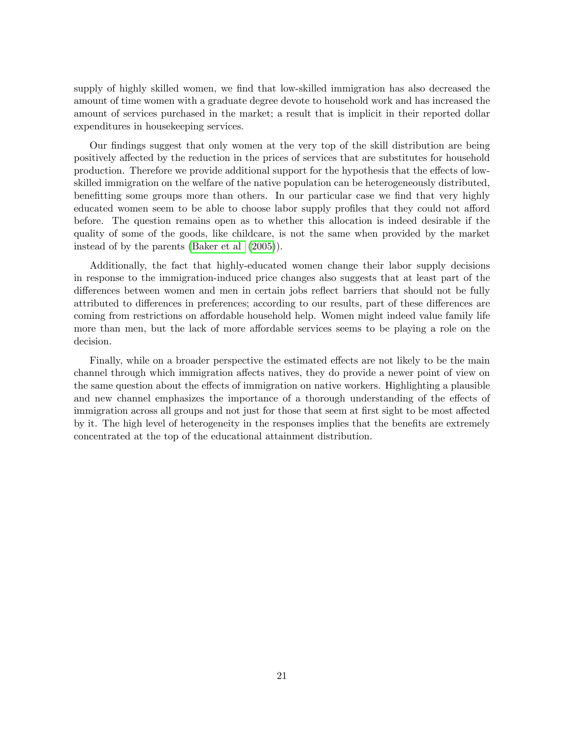supply of highly skilled women, we find that low-skilled immigration has also decreased the amount of time women with a graduate degree devote to household work and has increased the amount of services purchased in the market; a result that is implicit in their reported dollar expenditures in housekeeping services.

Our findings suggest that only women at the very top of the skill distribution are being positively affected by the reduction in the prices of services that are substitutes for household production. Therefore we provide additional support for the hypothesis that the effects of low-skilled immigration on the welfare of the native population can be heterogeneously distributed, benefitting some groups more than others. In our particular case we find that very highly educated women seem to be able to choose labor supply profiles that they could not afford before. The question remains open as to whether this allocation is indeed desirable if the quality of some of the goods, like childcare, is not the same when provided by the market instead of by the parents (Baker et al (2005)).

Additionally, the fact that highly-educated women change their labor supply decisions in response to the immigration-induced price changes also suggests that at least part of the differences between women and men in certain jobs reflect barriers that should not be fully attributed to differences in preferences; according to our results, part of these differences are coming from restrictions on affordable household help. Women might indeed value family life more than men, but the lack of more affordable services seems to be playing a role on the decision.

Finally, while on a broader perspective the estimated effects are not likely to be the main channel through which immigration affects natives, they do provide a newer point of view on the same question about the effects of immigration on native workers. Highlighting a plausible and new channel emphasizes the importance of a thorough understanding of the effects of immigration across all groups and not just for those that seem at first sight to be most affected by it. The high level of heterogeneity in the responses implies that the benefits are extremely concentrated at the top of the educational attainment distribution.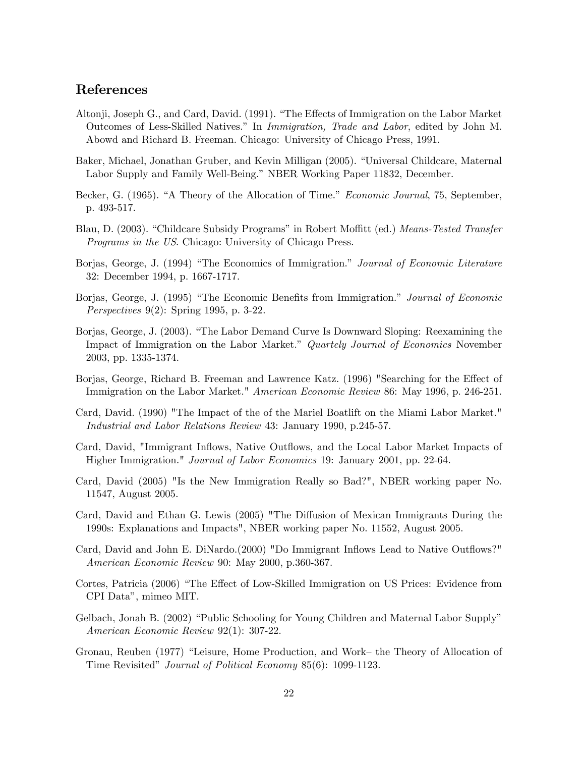## References

Altonji, Joseph G., and Card, David. (1991). "The Effects of Immigration on the Labor Market Outcomes of Less-Skilled Natives." In *Immigration, Trade and Labor*, edited by John M. Abowd and Richard B. Freeman. Chicago: University of Chicago Press, 1991.

Baker, Michael, Jonathan Gruber, and Kevin Milligan (2005). "Universal Childcare, Maternal Labor Supply and Family Well-Being." NBER Working Paper 11832, December.

Becker, G. (1965). "A Theory of the Allocation of Time." *Economic Journal*, 75, September, p. 493-517.

Blau, D. (2003). "Childcare Subsidy Programs" in Robert Moffitt (ed.) *Means-Tested Transfer Programs in the US*. Chicago: University of Chicago Press.

Borjas, George, J. (1994) "The Economics of Immigration." *Journal of Economic Literature* 32: December 1994, p. 1667-1717.

Borjas, George, J. (1995) "The Economic Benefits from Immigration." *Journal of Economic Perspectives* 9(2): Spring 1995, p. 3-22.

Borjas, George, J. (2003). "The Labor Demand Curve Is Downward Sloping: Reexamining the Impact of Immigration on the Labor Market." *Quartely Journal of Economics* November 2003, pp. 1335-1374.

Borjas, George, Richard B. Freeman and Lawrence Katz. (1996) "Searching for the Effect of Immigration on the Labor Market." *American Economic Review* 86: May 1996, p. 246-251.

Card, David. (1990) "The Impact of the of the Mariel Boatlift on the Miami Labor Market." *Industrial and Labor Relations Review* 43: January 1990, p.245-57.

Card, David, "Immigrant Inflows, Native Outflows, and the Local Labor Market Impacts of Higher Immigration." *Journal of Labor Economics* 19: January 2001, pp. 22-64.

Card, David (2005) "Is the New Immigration Really so Bad?", NBER working paper No. 11547, August 2005.

Card, David and Ethan G. Lewis (2005) "The Diffusion of Mexican Immigrants During the 1990s: Explanations and Impacts", NBER working paper No. 11552, August 2005.

Card, David and John E. DiNardo.(2000) "Do Immigrant Inflows Lead to Native Outflows?" *American Economic Review* 90: May 2000, p.360-367.

Cortes, Patricia (2006) "The Effect of Low-Skilled Immigration on US Prices: Evidence from CPI Data", mimeo MIT.

Gelbach, Jonah B. (2002) "Public Schooling for Young Children and Maternal Labor Supply" *American Economic Review* 92(1): 307-22.

Gronau, Reuben (1977) "Leisure, Home Production, and Work– the Theory of Allocation of Time Revisited" *Journal of Political Economy* 85(6): 1099-1123.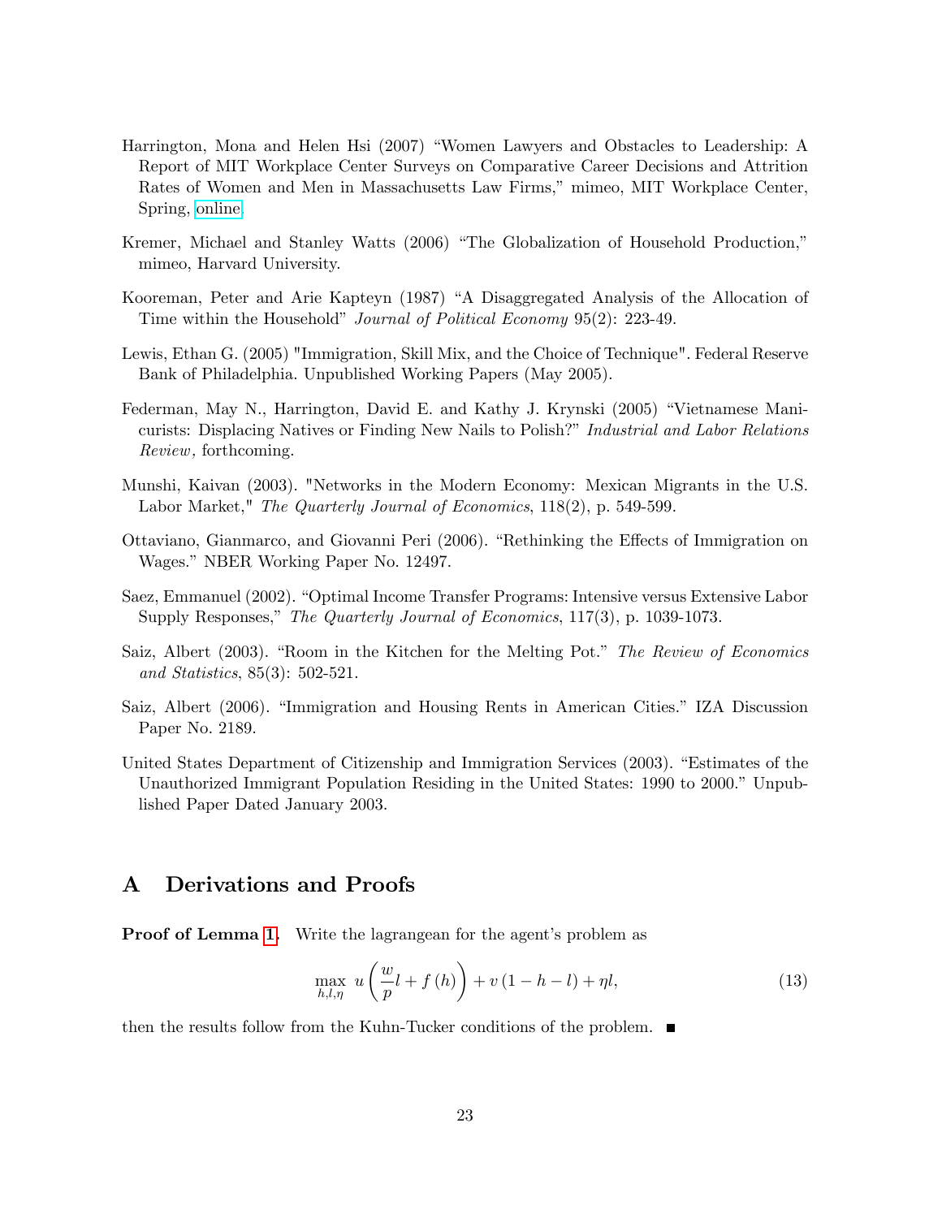Harrington, Mona and Helen Hsi (2007) "Women Lawyers and Obstacles to Leadership: A Report of MIT Workplace Center Surveys on Comparative Career Decisions and Attrition Rates of Women and Men in Massachusetts Law Firms," mimeo, MIT Workplace Center, Spring, online.

Kremer, Michael and Stanley Watts (2006) "The Globalization of Household Production," mimeo, Harvard University.

Kooreman, Peter and Arie Kapteyn (1987) "A Disaggregated Analysis of the Allocation of Time within the Household" *Journal of Political Economy* 95(2): 223-49.

Lewis, Ethan G. (2005) "Immigration, Skill Mix, and the Choice of Technique". Federal Reserve Bank of Philadelphia. Unpublished Working Papers (May 2005).

Federman, May N., Harrington, David E. and Kathy J. Krynski (2005) "Vietnamese Manicurists: Displacing Natives or Finding New Nails to Polish?" *Industrial and Labor Relations Review,* forthcoming.

Munshi, Kaivan (2003). "Networks in the Modern Economy: Mexican Migrants in the U.S. Labor Market," *The Quarterly Journal of Economics*, 118(2), p. 549-599.

Ottaviano, Gianmarco, and Giovanni Peri (2006). "Rethinking the Effects of Immigration on Wages." NBER Working Paper No. 12497.

Saez, Emmanuel (2002). "Optimal Income Transfer Programs: Intensive versus Extensive Labor Supply Responses," *The Quarterly Journal of Economics*, 117(3), p. 1039-1073.

Saiz, Albert (2003). "Room in the Kitchen for the Melting Pot." *The Review of Economics and Statistics*, 85(3): 502-521.

Saiz, Albert (2006). "Immigration and Housing Rents in American Cities." IZA Discussion Paper No. 2189.

United States Department of Citizenship and Immigration Services (2003). "Estimates of the Unauthorized Immigrant Population Residing in the United States: 1990 to 2000." Unpublished Paper Dated January 2003.

# A Derivations and Proofs

**Proof of Lemma 1.** Write the lagrangean for the agent's problem as

$$\max_{h,l,\eta} \; u\left(\frac{w}{p}l + f(h)\right) + v(1-h-l) + \eta l, \tag{13}$$

then the results follow from the Kuhn-Tucker conditions of the problem. ■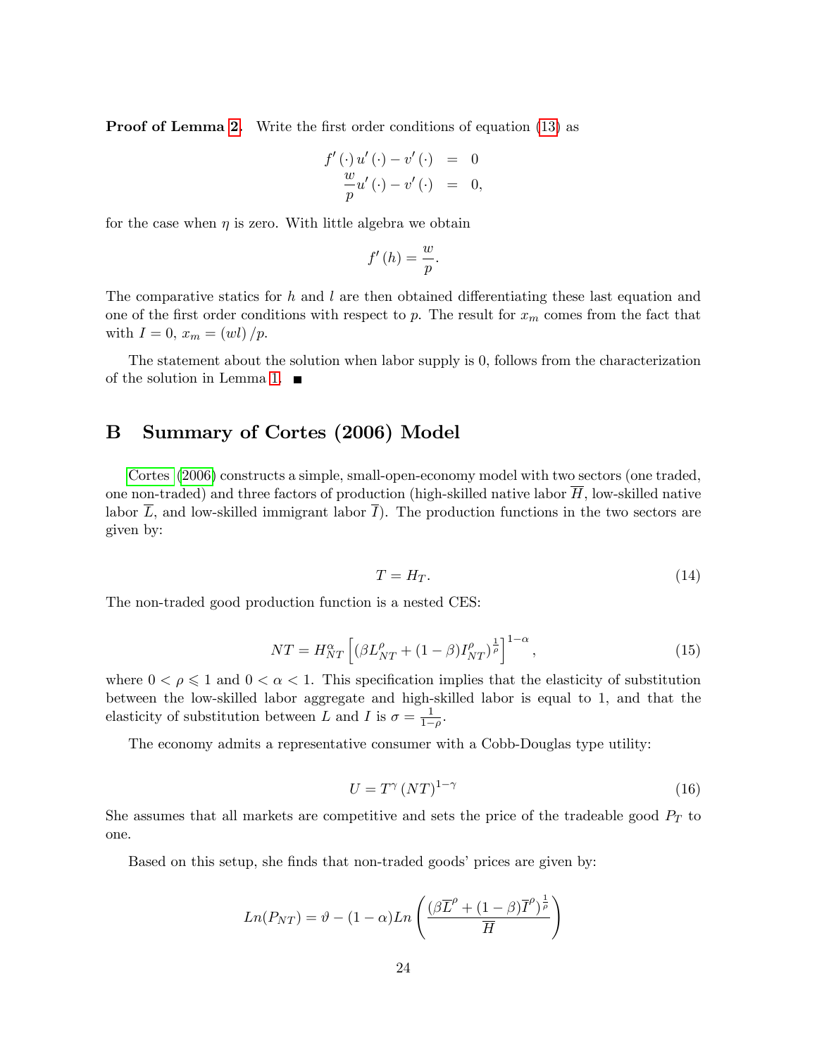**Proof of Lemma 2.** Write the first order conditions of equation (13) as

$$
\begin{aligned}
f'(\cdot)\, u'(\cdot) - v'(\cdot) &= 0 \\
\frac{w}{p} u'(\cdot) - v'(\cdot) &= 0,
\end{aligned}
$$

for the case when $\eta$ is zero. With little algebra we obtain

$$
f'(h) = \frac{w}{p}.
$$

The comparative statics for $h$ and $l$ are then obtained differentiating these last equation and one of the first order conditions with respect to $p$. The result for $x_m$ comes from the fact that with $I = 0$, $x_m = (wl)/p$.

The statement about the solution when labor supply is 0, follows from the characterization of the solution in Lemma 1. ∎

# B Summary of Cortes (2006) Model

Cortes (2006) constructs a simple, small-open-economy model with two sectors (one traded, one non-traded) and three factors of production (high-skilled native labor $\overline{H}$, low-skilled native labor $\overline{L}$, and low-skilled immigrant labor $\overline{I}$). The production functions in the two sectors are given by:

$$
T = H_T. \tag{14}
$$

The non-traded good production function is a nested CES:

$$
NT = H_{NT}^{\alpha}\left[(\beta L_{NT}^{\rho} + (1-\beta) I_{NT}^{\rho})^{\frac{1}{\rho}}\right]^{1-\alpha}, \tag{15}
$$

where $0 < \rho \leqslant 1$ and $0 < \alpha < 1$. This specification implies that the elasticity of substitution between the low-skilled labor aggregate and high-skilled labor is equal to 1, and that the elasticity of substitution between $L$ and $I$ is $\sigma = \frac{1}{1-\rho}$.

The economy admits a representative consumer with a Cobb-Douglas type utility:

$$
U = T^{\gamma}(NT)^{1-\gamma} \tag{16}
$$

She assumes that all markets are competitive and sets the price of the tradeable good $P_T$ to one.

Based on this setup, she finds that non-traded goods' prices are given by:

$$
Ln(P_{NT}) = \vartheta - (1-\alpha) Ln\left(\frac{(\beta \overline{L}^{\rho} + (1-\beta)\overline{I}^{\rho})^{\frac{1}{\rho}}}{\overline{H}}\right)
$$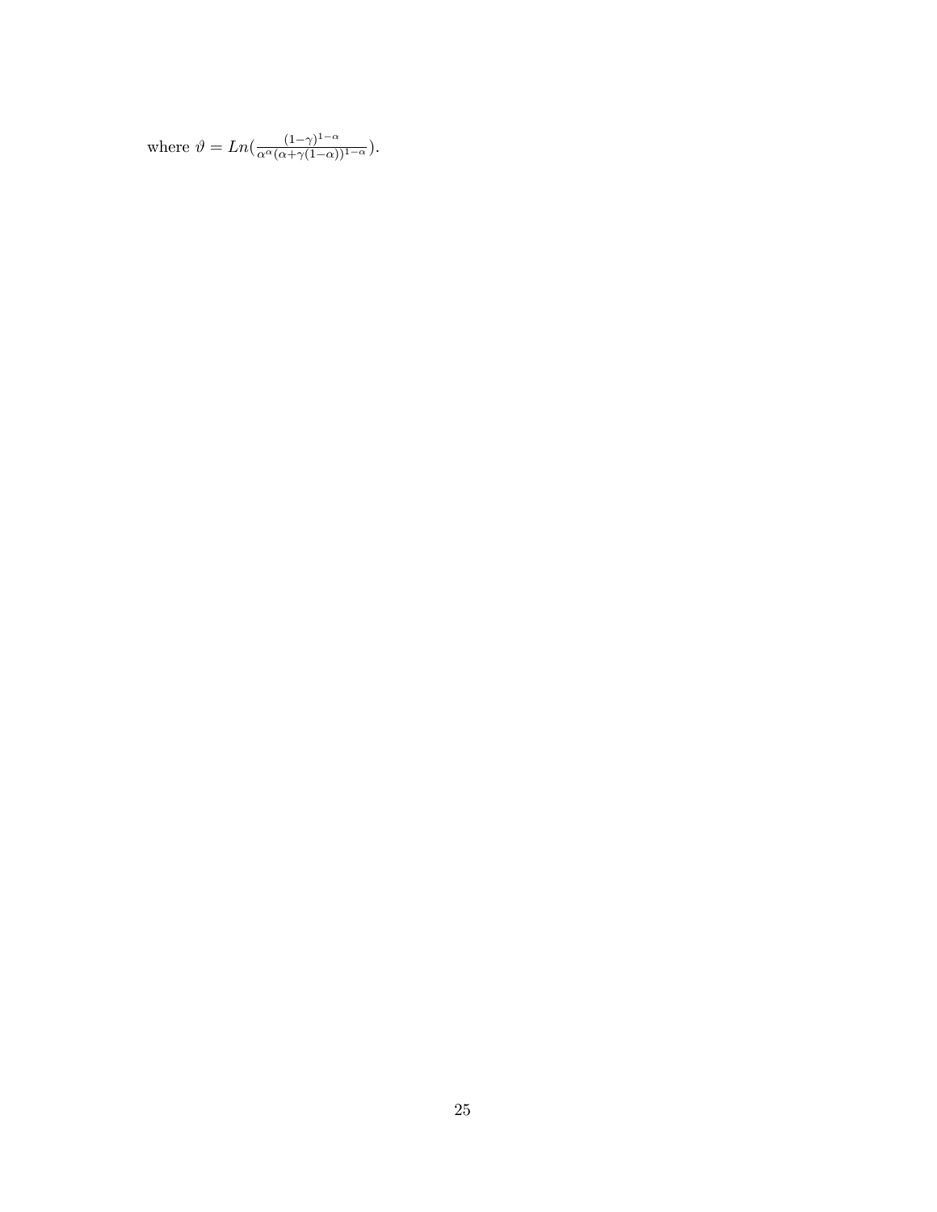where $\vartheta = Ln(\frac{(1-\gamma)^{1-\alpha}}{\alpha^{\alpha}(\alpha+\gamma(1-\alpha))^{1-\alpha}})$.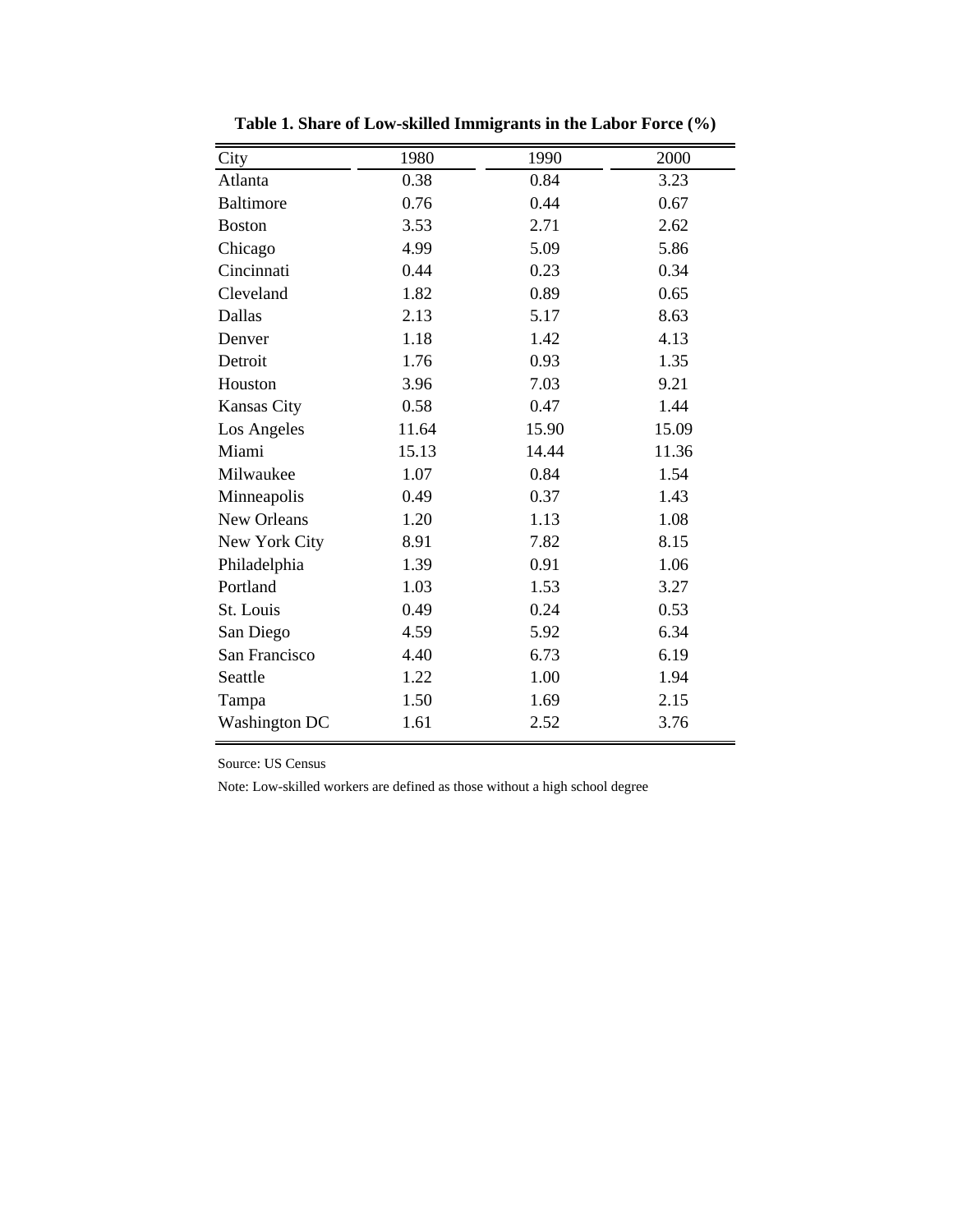**Table 1. Share of Low-skilled Immigrants in the Labor Force (%)**

| City | 1980 | 1990 | 2000 |
|---|---|---|---|
| Atlanta | 0.38 | 0.84 | 3.23 |
| Baltimore | 0.76 | 0.44 | 0.67 |
| Boston | 3.53 | 2.71 | 2.62 |
| Chicago | 4.99 | 5.09 | 5.86 |
| Cincinnati | 0.44 | 0.23 | 0.34 |
| Cleveland | 1.82 | 0.89 | 0.65 |
| Dallas | 2.13 | 5.17 | 8.63 |
| Denver | 1.18 | 1.42 | 4.13 |
| Detroit | 1.76 | 0.93 | 1.35 |
| Houston | 3.96 | 7.03 | 9.21 |
| Kansas City | 0.58 | 0.47 | 1.44 |
| Los Angeles | 11.64 | 15.90 | 15.09 |
| Miami | 15.13 | 14.44 | 11.36 |
| Milwaukee | 1.07 | 0.84 | 1.54 |
| Minneapolis | 0.49 | 0.37 | 1.43 |
| New Orleans | 1.20 | 1.13 | 1.08 |
| New York City | 8.91 | 7.82 | 8.15 |
| Philadelphia | 1.39 | 0.91 | 1.06 |
| Portland | 1.03 | 1.53 | 3.27 |
| St. Louis | 0.49 | 0.24 | 0.53 |
| San Diego | 4.59 | 5.92 | 6.34 |
| San Francisco | 4.40 | 6.73 | 6.19 |
| Seattle | 1.22 | 1.00 | 1.94 |
| Tampa | 1.50 | 1.69 | 2.15 |
| Washington DC | 1.61 | 2.52 | 3.76 |

Source: US Census

Note: Low-skilled workers are defined as those without a high school degree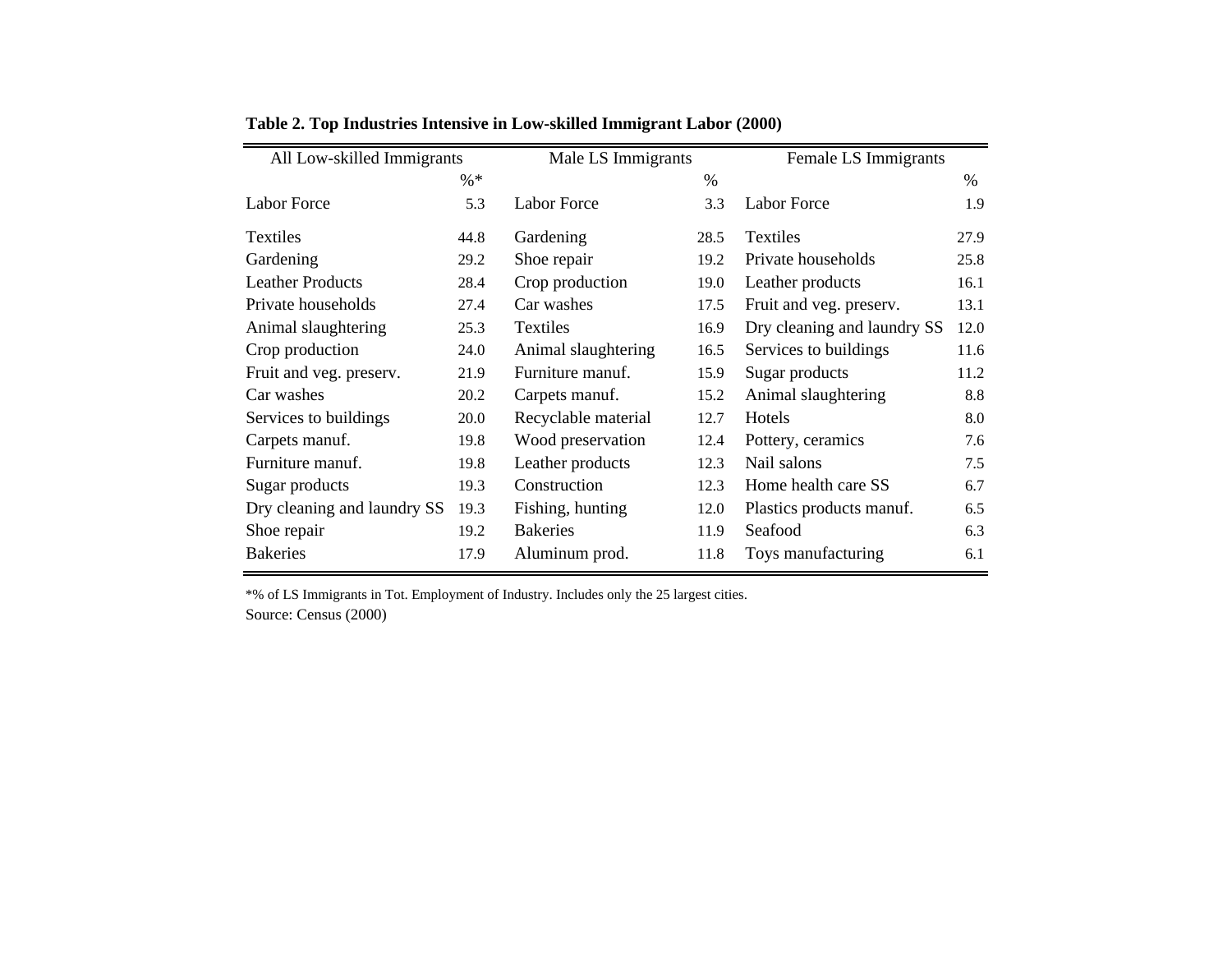**Table 2. Top Industries Intensive in Low-skilled Immigrant Labor (2000)**

| All Low-skilled Immigrants | | Male LS Immigrants | | Female LS Immigrants | |
|---|---|---|---|---|---|
| | %* | | % | | % |
| Labor Force | 5.3 | Labor Force | 3.3 | Labor Force | 1.9 |
| Textiles | 44.8 | Gardening | 28.5 | Textiles | 27.9 |
| Gardening | 29.2 | Shoe repair | 19.2 | Private households | 25.8 |
| Leather Products | 28.4 | Crop production | 19.0 | Leather products | 16.1 |
| Private households | 27.4 | Car washes | 17.5 | Fruit and veg. preserv. | 13.1 |
| Animal slaughtering | 25.3 | Textiles | 16.9 | Dry cleaning and laundry SS | 12.0 |
| Crop production | 24.0 | Animal slaughtering | 16.5 | Services to buildings | 11.6 |
| Fruit and veg. preserv. | 21.9 | Furniture manuf. | 15.9 | Sugar products | 11.2 |
| Car washes | 20.2 | Carpets manuf. | 15.2 | Animal slaughtering | 8.8 |
| Services to buildings | 20.0 | Recyclable material | 12.7 | Hotels | 8.0 |
| Carpets manuf. | 19.8 | Wood preservation | 12.4 | Pottery, ceramics | 7.6 |
| Furniture manuf. | 19.8 | Leather products | 12.3 | Nail salons | 7.5 |
| Sugar products | 19.3 | Construction | 12.3 | Home health care SS | 6.7 |
| Dry cleaning and laundry SS | 19.3 | Fishing, hunting | 12.0 | Plastics products manuf. | 6.5 |
| Shoe repair | 19.2 | Bakeries | 11.9 | Seafood | 6.3 |
| Bakeries | 17.9 | Aluminum prod. | 11.8 | Toys manufacturing | 6.1 |

*% of LS Immigrants in Tot. Employment of Industry. Includes only the 25 largest cities.

Source: Census (2000)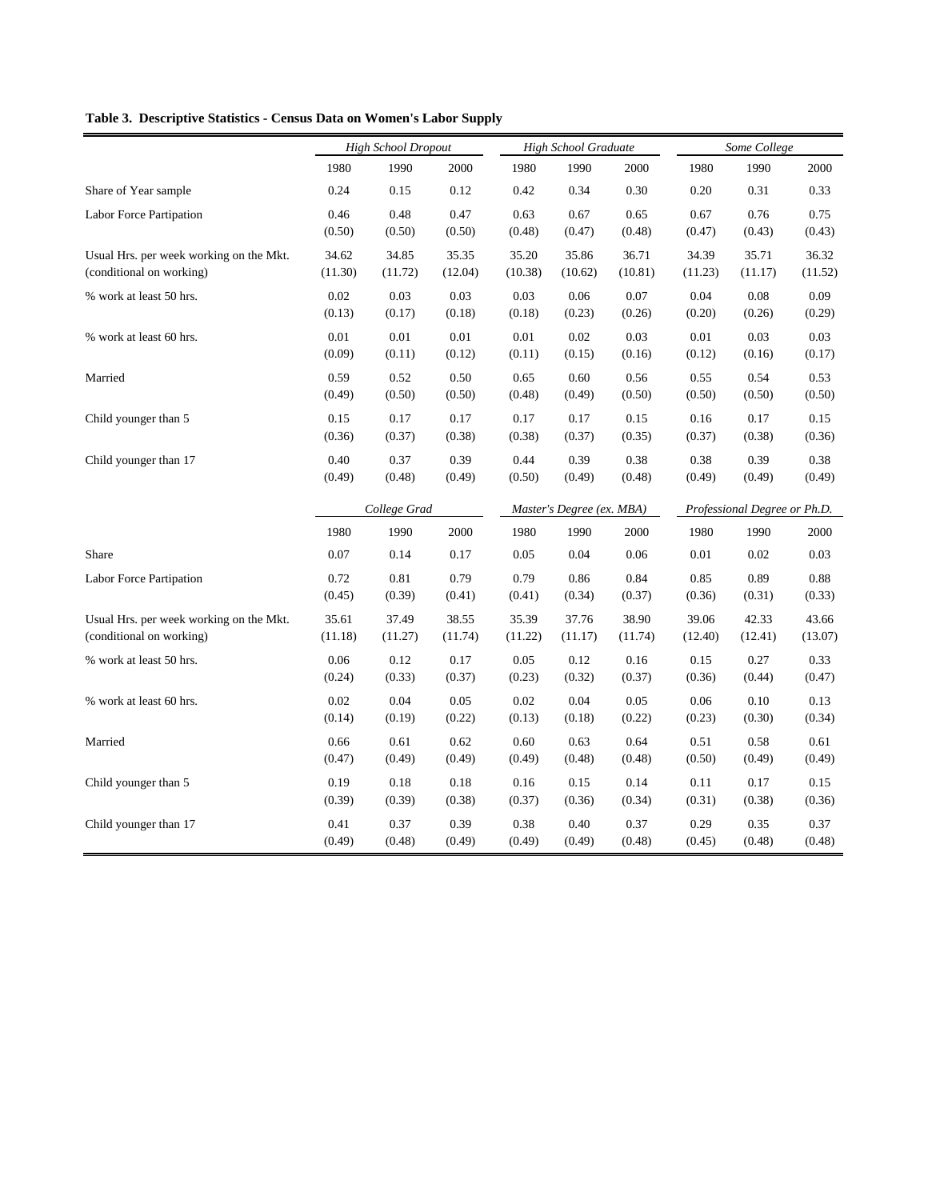**Table 3. Descriptive Statistics - Census Data on Women's Labor Supply**

| | *High School Dropout* | | | *High School Graduate* | | | *Some College* | | |
|---|---|---|---|---|---|---|---|---|---|
| | 1980 | 1990 | 2000 | 1980 | 1990 | 2000 | 1980 | 1990 | 2000 |
| Share of Year sample | 0.24 | 0.15 | 0.12 | 0.42 | 0.34 | 0.30 | 0.20 | 0.31 | 0.33 |
| Labor Force Partipation | 0.46 | 0.48 | 0.47 | 0.63 | 0.67 | 0.65 | 0.67 | 0.76 | 0.75 |
| | (0.50) | (0.50) | (0.50) | (0.48) | (0.47) | (0.48) | (0.47) | (0.43) | (0.43) |
| Usual Hrs. per week working on the Mkt. | 34.62 | 34.85 | 35.35 | 35.20 | 35.86 | 36.71 | 34.39 | 35.71 | 36.32 |
| (conditional on working) | (11.30) | (11.72) | (12.04) | (10.38) | (10.62) | (10.81) | (11.23) | (11.17) | (11.52) |
| % work at least 50 hrs. | 0.02 | 0.03 | 0.03 | 0.03 | 0.06 | 0.07 | 0.04 | 0.08 | 0.09 |
| | (0.13) | (0.17) | (0.18) | (0.18) | (0.23) | (0.26) | (0.20) | (0.26) | (0.29) |
| % work at least 60 hrs. | 0.01 | 0.01 | 0.01 | 0.01 | 0.02 | 0.03 | 0.01 | 0.03 | 0.03 |
| | (0.09) | (0.11) | (0.12) | (0.11) | (0.15) | (0.16) | (0.12) | (0.16) | (0.17) |
| Married | 0.59 | 0.52 | 0.50 | 0.65 | 0.60 | 0.56 | 0.55 | 0.54 | 0.53 |
| | (0.49) | (0.50) | (0.50) | (0.48) | (0.49) | (0.50) | (0.50) | (0.50) | (0.50) |
| Child younger than 5 | 0.15 | 0.17 | 0.17 | 0.17 | 0.17 | 0.15 | 0.16 | 0.17 | 0.15 |
| | (0.36) | (0.37) | (0.38) | (0.38) | (0.37) | (0.35) | (0.37) | (0.38) | (0.36) |
| Child younger than 17 | 0.40 | 0.37 | 0.39 | 0.44 | 0.39 | 0.38 | 0.38 | 0.39 | 0.38 |
| | (0.49) | (0.48) | (0.49) | (0.50) | (0.49) | (0.48) | (0.49) | (0.49) | (0.49) |
| | *College Grad* | | | *Master's Degree (ex. MBA)* | | | *Professional Degree or Ph.D.* | | |
| | 1980 | 1990 | 2000 | 1980 | 1990 | 2000 | 1980 | 1990 | 2000 |
| Share | 0.07 | 0.14 | 0.17 | 0.05 | 0.04 | 0.06 | 0.01 | 0.02 | 0.03 |
| Labor Force Partipation | 0.72 | 0.81 | 0.79 | 0.79 | 0.86 | 0.84 | 0.85 | 0.89 | 0.88 |
| | (0.45) | (0.39) | (0.41) | (0.41) | (0.34) | (0.37) | (0.36) | (0.31) | (0.33) |
| Usual Hrs. per week working on the Mkt. | 35.61 | 37.49 | 38.55 | 35.39 | 37.76 | 38.90 | 39.06 | 42.33 | 43.66 |
| (conditional on working) | (11.18) | (11.27) | (11.74) | (11.22) | (11.17) | (11.74) | (12.40) | (12.41) | (13.07) |
| % work at least 50 hrs. | 0.06 | 0.12 | 0.17 | 0.05 | 0.12 | 0.16 | 0.15 | 0.27 | 0.33 |
| | (0.24) | (0.33) | (0.37) | (0.23) | (0.32) | (0.37) | (0.36) | (0.44) | (0.47) |
| % work at least 60 hrs. | 0.02 | 0.04 | 0.05 | 0.02 | 0.04 | 0.05 | 0.06 | 0.10 | 0.13 |
| | (0.14) | (0.19) | (0.22) | (0.13) | (0.18) | (0.22) | (0.23) | (0.30) | (0.34) |
| Married | 0.66 | 0.61 | 0.62 | 0.60 | 0.63 | 0.64 | 0.51 | 0.58 | 0.61 |
| | (0.47) | (0.49) | (0.49) | (0.49) | (0.48) | (0.48) | (0.50) | (0.49) | (0.49) |
| Child younger than 5 | 0.19 | 0.18 | 0.18 | 0.16 | 0.15 | 0.14 | 0.11 | 0.17 | 0.15 |
| | (0.39) | (0.39) | (0.38) | (0.37) | (0.36) | (0.34) | (0.31) | (0.38) | (0.36) |
| Child younger than 17 | 0.41 | 0.37 | 0.39 | 0.38 | 0.40 | 0.37 | 0.29 | 0.35 | 0.37 |
| | (0.49) | (0.48) | (0.49) | (0.49) | (0.49) | (0.48) | (0.45) | (0.48) | (0.48) |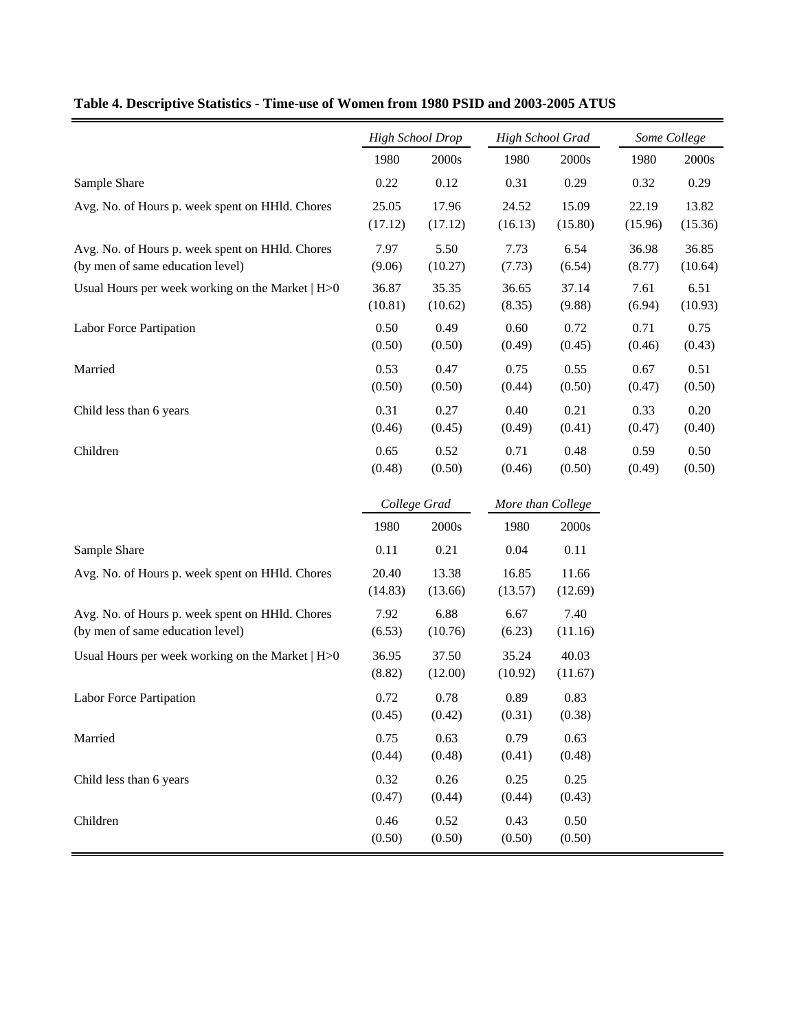**Table 4. Descriptive Statistics - Time-use of Women from 1980 PSID and 2003-2005 ATUS**

| | *High School Drop* | | *High School Grad* | | *Some College* | |
|---|---|---|---|---|---|---|
| | 1980 | 2000s | 1980 | 2000s | 1980 | 2000s |
| Sample Share | 0.22 | 0.12 | 0.31 | 0.29 | 0.32 | 0.29 |
| Avg. No. of Hours p. week spent on HHld. Chores | 25.05 | 17.96 | 24.52 | 15.09 | 22.19 | 13.82 |
| | (17.12) | (17.12) | (16.13) | (15.80) | (15.96) | (15.36) |
| Avg. No. of Hours p. week spent on HHld. Chores (by men of same education level) | 7.97 | 5.50 | 7.73 | 6.54 | 36.98 | 36.85 |
| | (9.06) | (10.27) | (7.73) | (6.54) | (8.77) | (10.64) |
| Usual Hours per week working on the Market \| H>0 | 36.87 | 35.35 | 36.65 | 37.14 | 7.61 | 6.51 |
| | (10.81) | (10.62) | (8.35) | (9.88) | (6.94) | (10.93) |
| Labor Force Partipation | 0.50 | 0.49 | 0.60 | 0.72 | 0.71 | 0.75 |
| | (0.50) | (0.50) | (0.49) | (0.45) | (0.46) | (0.43) |
| Married | 0.53 | 0.47 | 0.75 | 0.55 | 0.67 | 0.51 |
| | (0.50) | (0.50) | (0.44) | (0.50) | (0.47) | (0.50) |
| Child less than 6 years | 0.31 | 0.27 | 0.40 | 0.21 | 0.33 | 0.20 |
| | (0.46) | (0.45) | (0.49) | (0.41) | (0.47) | (0.40) |
| Children | 0.65 | 0.52 | 0.71 | 0.48 | 0.59 | 0.50 |
| | (0.48) | (0.50) | (0.46) | (0.50) | (0.49) | (0.50) |

| | *College Grad* | | *More than College* | |
|---|---|---|---|---|
| | 1980 | 2000s | 1980 | 2000s |
| Sample Share | 0.11 | 0.21 | 0.04 | 0.11 |
| Avg. No. of Hours p. week spent on HHld. Chores | 20.40 | 13.38 | 16.85 | 11.66 |
| | (14.83) | (13.66) | (13.57) | (12.69) |
| Avg. No. of Hours p. week spent on HHld. Chores (by men of same education level) | 7.92 | 6.88 | 6.67 | 7.40 |
| | (6.53) | (10.76) | (6.23) | (11.16) |
| Usual Hours per week working on the Market \| H>0 | 36.95 | 37.50 | 35.24 | 40.03 |
| | (8.82) | (12.00) | (10.92) | (11.67) |
| Labor Force Partipation | 0.72 | 0.78 | 0.89 | 0.83 |
| | (0.45) | (0.42) | (0.31) | (0.38) |
| Married | 0.75 | 0.63 | 0.79 | 0.63 |
| | (0.44) | (0.48) | (0.41) | (0.48) |
| Child less than 6 years | 0.32 | 0.26 | 0.25 | 0.25 |
| | (0.47) | (0.44) | (0.44) | (0.43) |
| Children | 0.46 | 0.52 | 0.43 | 0.50 |
| | (0.50) | (0.50) | (0.50) | (0.50) |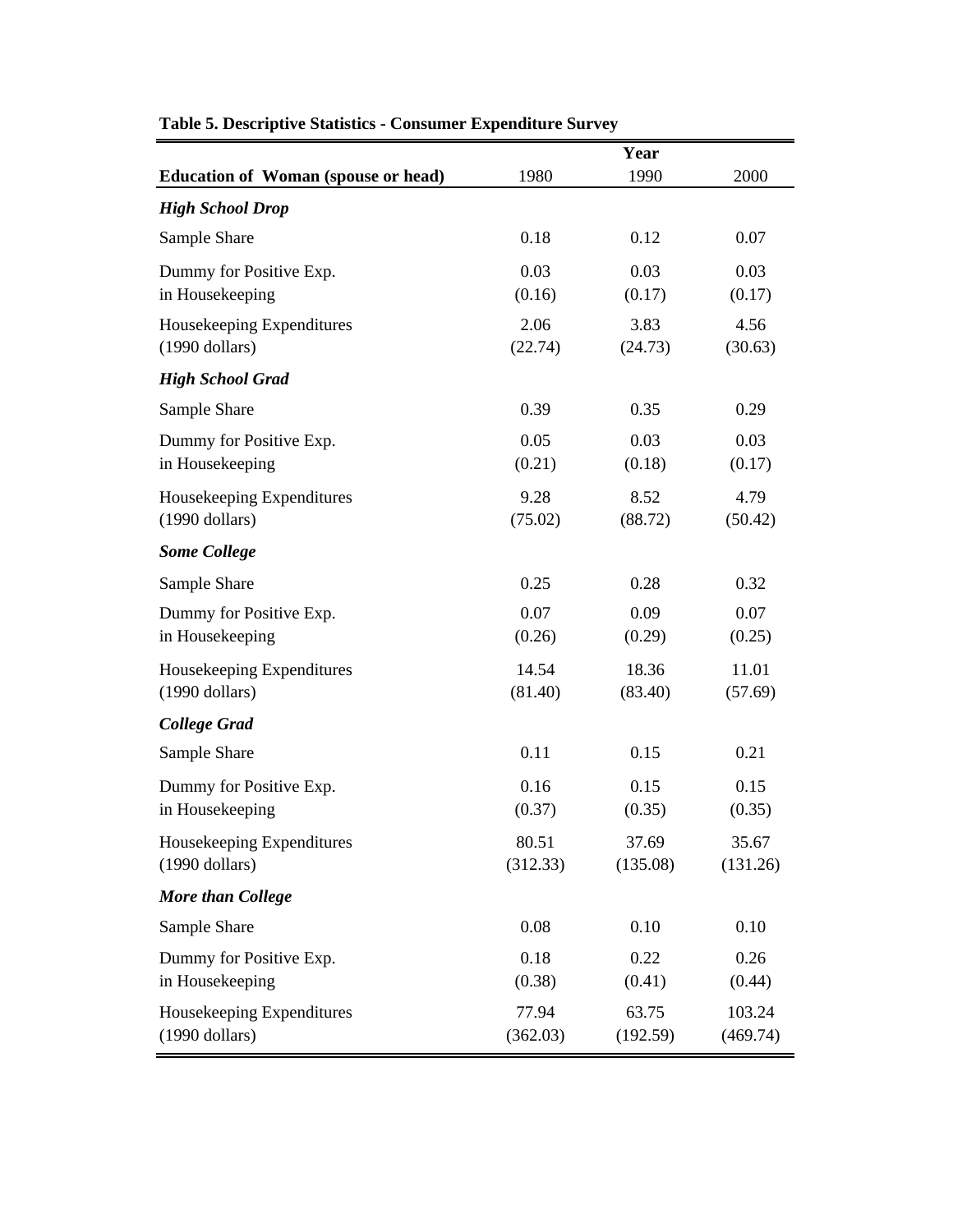**Table 5. Descriptive Statistics - Consumer Expenditure Survey**

| | Year | | |
|---|---|---|---|
| **Education of Woman (spouse or head)** | 1980 | 1990 | 2000 |
| ***High School Drop*** | | | |
| Sample Share | 0.18 | 0.12 | 0.07 |
| Dummy for Positive Exp. in Housekeeping | 0.03 (0.16) | 0.03 (0.17) | 0.03 (0.17) |
| Housekeeping Expenditures (1990 dollars) | 2.06 (22.74) | 3.83 (24.73) | 4.56 (30.63) |
| ***High School Grad*** | | | |
| Sample Share | 0.39 | 0.35 | 0.29 |
| Dummy for Positive Exp. in Housekeeping | 0.05 (0.21) | 0.03 (0.18) | 0.03 (0.17) |
| Housekeeping Expenditures (1990 dollars) | 9.28 (75.02) | 8.52 (88.72) | 4.79 (50.42) |
| ***Some College*** | | | |
| Sample Share | 0.25 | 0.28 | 0.32 |
| Dummy for Positive Exp. in Housekeeping | 0.07 (0.26) | 0.09 (0.29) | 0.07 (0.25) |
| Housekeeping Expenditures (1990 dollars) | 14.54 (81.40) | 18.36 (83.40) | 11.01 (57.69) |
| ***College Grad*** | | | |
| Sample Share | 0.11 | 0.15 | 0.21 |
| Dummy for Positive Exp. in Housekeeping | 0.16 (0.37) | 0.15 (0.35) | 0.15 (0.35) |
| Housekeeping Expenditures (1990 dollars) | 80.51 (312.33) | 37.69 (135.08) | 35.67 (131.26) |
| ***More than College*** | | | |
| Sample Share | 0.08 | 0.10 | 0.10 |
| Dummy for Positive Exp. in Housekeeping | 0.18 (0.38) | 0.22 (0.41) | 0.26 (0.44) |
| Housekeeping Expenditures (1990 dollars) | 77.94 (362.03) | 63.75 (192.59) | 103.24 (469.74) |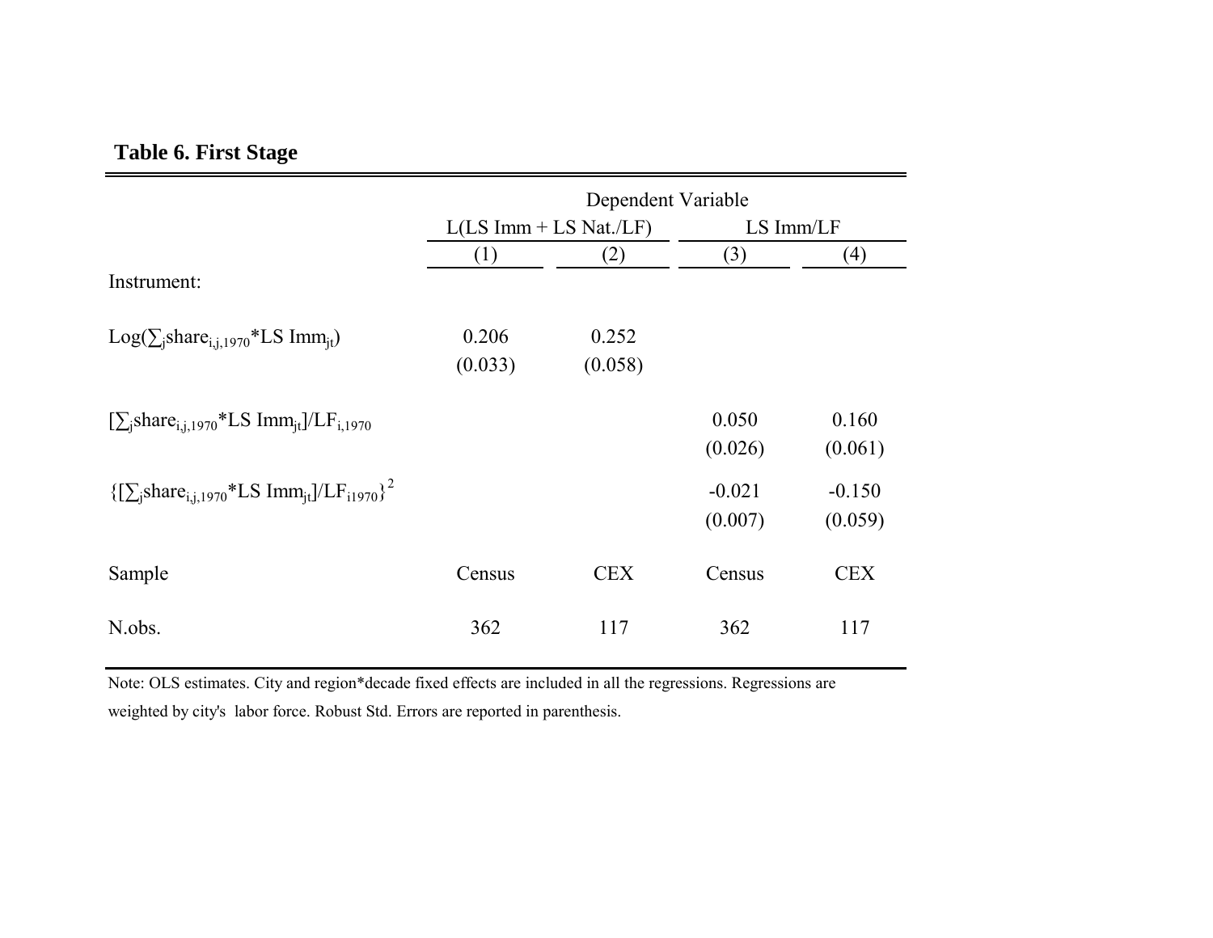**Table 6. First Stage**

| | Dependent Variable | | | |
|---|---|---|---|---|
| | L(LS Imm + LS Nat./LF) | | LS Imm/LF | |
| | (1) | (2) | (3) | (4) |
| Instrument: | | | | |
| $\text{Log}(\sum_j \text{share}_{i,j,1970} * \text{LS Imm}_{jt})$ | 0.206 | 0.252 | | |
| | (0.033) | (0.058) | | |
| $[\sum_j \text{share}_{i,j,1970} * \text{LS Imm}_{jt}]/\text{LF}_{i,1970}$ | | | 0.050 | 0.160 |
| | | | (0.026) | (0.061) |
| $\{[\sum_j \text{share}_{i,j,1970} * \text{LS Imm}_{jt}]/\text{LF}_{i1970}\}^2$ | | | -0.021 | -0.150 |
| | | | (0.007) | (0.059) |
| Sample | Census | CEX | Census | CEX |
| N.obs. | 362 | 117 | 362 | 117 |

Note: OLS estimates. City and region*decade fixed effects are included in all the regressions. Regressions are weighted by city's labor force. Robust Std. Errors are reported in parenthesis.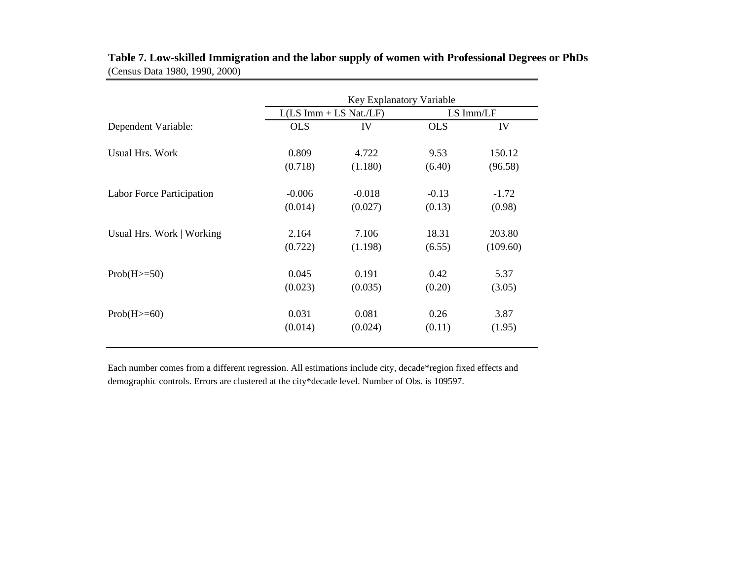**Table 7. Low-skilled Immigration and the labor supply of women with Professional Degrees or PhDs**
(Census Data 1980, 1990, 2000)

| | Key Explanatory Variable | | | |
|---|---|---|---|---|
| | L(LS Imm + LS Nat./LF) | | LS Imm/LF | |
| Dependent Variable: | OLS | IV | OLS | IV |
| Usual Hrs. Work | 0.809 | 4.722 | 9.53 | 150.12 |
| | (0.718) | (1.180) | (6.40) | (96.58) |
| Labor Force Participation | -0.006 | -0.018 | -0.13 | -1.72 |
| | (0.014) | (0.027) | (0.13) | (0.98) |
| Usual Hrs. Work \| Working | 2.164 | 7.106 | 18.31 | 203.80 |
| | (0.722) | (1.198) | (6.55) | (109.60) |
| Prob(H>=50) | 0.045 | 0.191 | 0.42 | 5.37 |
| | (0.023) | (0.035) | (0.20) | (3.05) |
| Prob(H>=60) | 0.031 | 0.081 | 0.26 | 3.87 |
| | (0.014) | (0.024) | (0.11) | (1.95) |

Each number comes from a different regression. All estimations include city, decade*region fixed effects and demographic controls. Errors are clustered at the city*decade level. Number of Obs. is 109597.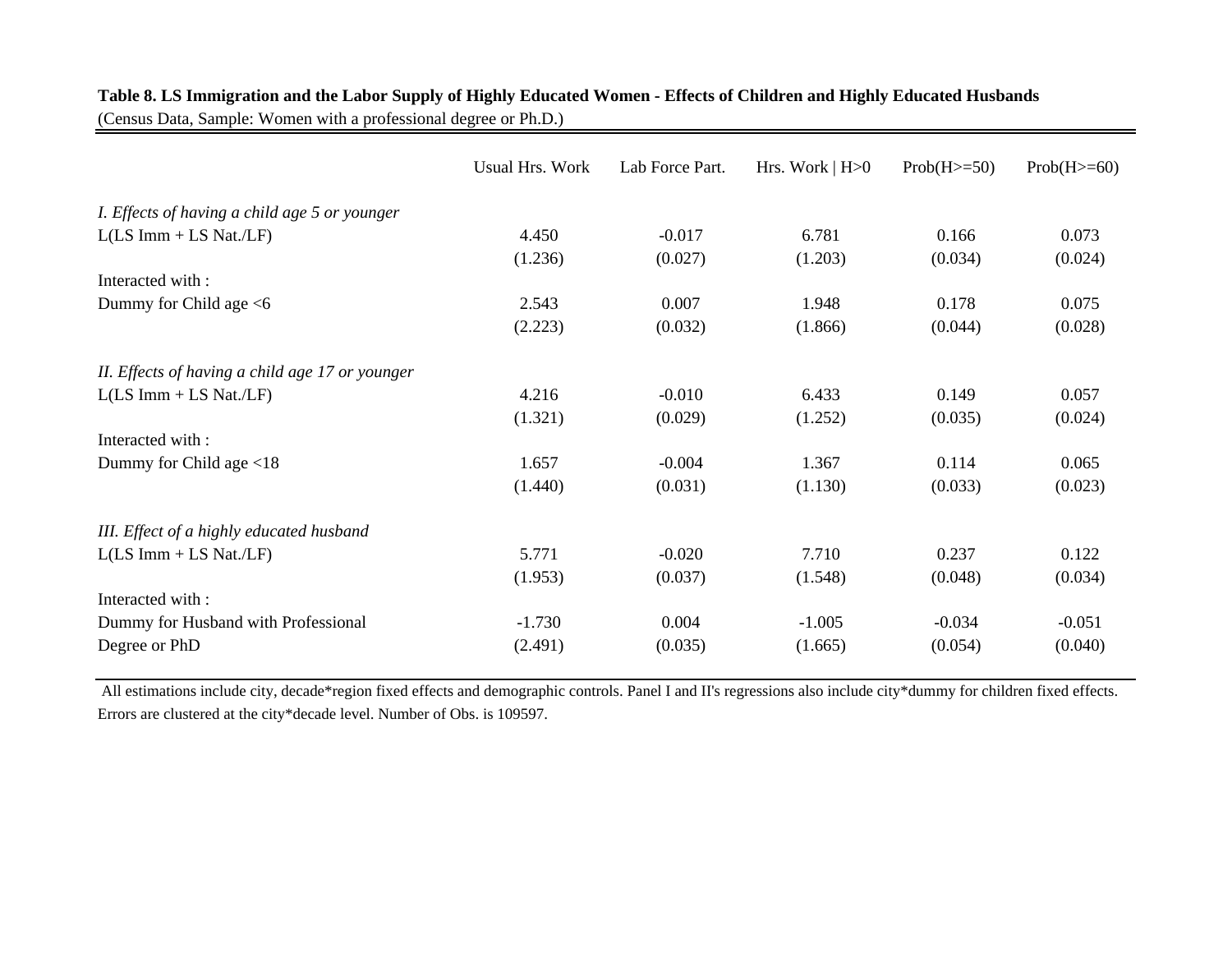**Table 8. LS Immigration and the Labor Supply of Highly Educated Women - Effects of Children and Highly Educated Husbands**

(Census Data, Sample: Women with a professional degree or Ph.D.)

| | Usual Hrs. Work | Lab Force Part. | Hrs. Work \| H>0 | Prob(H>=50) | Prob(H>=60) |
|---|---|---|---|---|---|
| *I. Effects of having a child age 5 or younger* | | | | | |
| L(LS Imm + LS Nat./LF) | 4.450 | -0.017 | 6.781 | 0.166 | 0.073 |
| | (1.236) | (0.027) | (1.203) | (0.034) | (0.024) |
| Interacted with : | | | | | |
| Dummy for Child age <6 | 2.543 | 0.007 | 1.948 | 0.178 | 0.075 |
| | (2.223) | (0.032) | (1.866) | (0.044) | (0.028) |
| *II. Effects of having a child age 17 or younger* | | | | | |
| L(LS Imm + LS Nat./LF) | 4.216 | -0.010 | 6.433 | 0.149 | 0.057 |
| | (1.321) | (0.029) | (1.252) | (0.035) | (0.024) |
| Interacted with : | | | | | |
| Dummy for Child age <18 | 1.657 | -0.004 | 1.367 | 0.114 | 0.065 |
| | (1.440) | (0.031) | (1.130) | (0.033) | (0.023) |
| *III. Effect of a highly educated husband* | | | | | |
| L(LS Imm + LS Nat./LF) | 5.771 | -0.020 | 7.710 | 0.237 | 0.122 |
| | (1.953) | (0.037) | (1.548) | (0.048) | (0.034) |
| Interacted with : | | | | | |
| Dummy for Husband with Professional Degree or PhD | -1.730 | 0.004 | -1.005 | -0.034 | -0.051 |
| | (2.491) | (0.035) | (1.665) | (0.054) | (0.040) |

All estimations include city, decade*region fixed effects and demographic controls. Panel I and II's regressions also include city*dummy for children fixed effects. Errors are clustered at the city*decade level. Number of Obs. is 109597.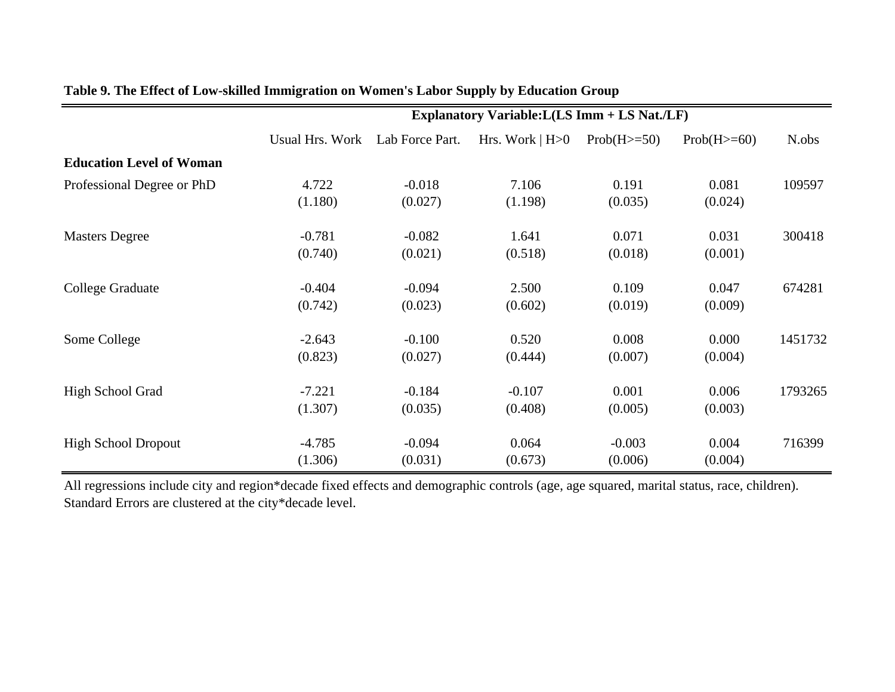**Table 9. The Effect of Low-skilled Immigration on Women's Labor Supply by Education Group**

| | Explanatory Variable:L(LS Imm + LS Nat./LF) | | | | | |
|---|---|---|---|---|---|---|
| | Usual Hrs. Work | Lab Force Part. | Hrs. Work \| H>0 | Prob(H>=50) | Prob(H>=60) | N.obs |
| **Education Level of Woman** | | | | | | |
| Professional Degree or PhD | 4.722 | -0.018 | 7.106 | 0.191 | 0.081 | 109597 |
| | (1.180) | (0.027) | (1.198) | (0.035) | (0.024) | |
| Masters Degree | -0.781 | -0.082 | 1.641 | 0.071 | 0.031 | 300418 |
| | (0.740) | (0.021) | (0.518) | (0.018) | (0.001) | |
| College Graduate | -0.404 | -0.094 | 2.500 | 0.109 | 0.047 | 674281 |
| | (0.742) | (0.023) | (0.602) | (0.019) | (0.009) | |
| Some College | -2.643 | -0.100 | 0.520 | 0.008 | 0.000 | 1451732 |
| | (0.823) | (0.027) | (0.444) | (0.007) | (0.004) | |
| High School Grad | -7.221 | -0.184 | -0.107 | 0.001 | 0.006 | 1793265 |
| | (1.307) | (0.035) | (0.408) | (0.005) | (0.003) | |
| High School Dropout | -4.785 | -0.094 | 0.064 | -0.003 | 0.004 | 716399 |
| | (1.306) | (0.031) | (0.673) | (0.006) | (0.004) | |

All regressions include city and region*decade fixed effects and demographic controls (age, age squared, marital status, race, children).
Standard Errors are clustered at the city*decade level.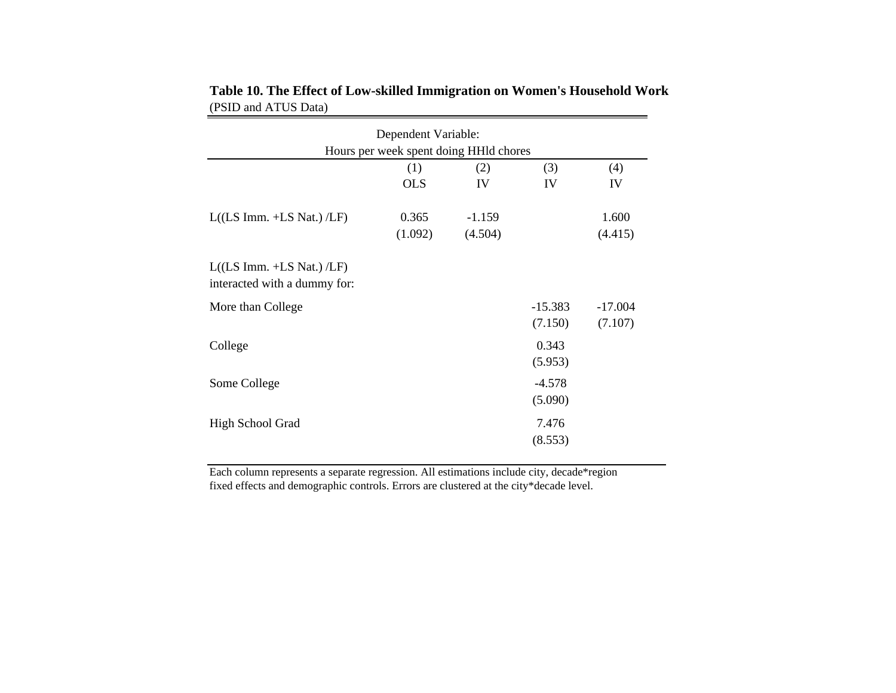**Table 10. The Effect of Low-skilled Immigration on Women's Household Work**
(PSID and ATUS Data)

| | Dependent Variable: Hours per week spent doing HHld chores | | | |
|---|---|---|---|---|
| | (1) | (2) | (3) | (4) |
| | OLS | IV | IV | IV |
| L((LS Imm. +LS Nat.) /LF) | 0.365 | -1.159 | | 1.600 |
| | (1.092) | (4.504) | | (4.415) |
| L((LS Imm. +LS Nat.) /LF) interacted with a dummy for: | | | | |
| More than College | | | -15.383 | -17.004 |
| | | | (7.150) | (7.107) |
| College | | | 0.343 | |
| | | | (5.953) | |
| Some College | | | -4.578 | |
| | | | (5.090) | |
| High School Grad | | | 7.476 | |
| | | | (8.553) | |

Each column represents a separate regression. All estimations include city, decade*region fixed effects and demographic controls. Errors are clustered at the city*decade level.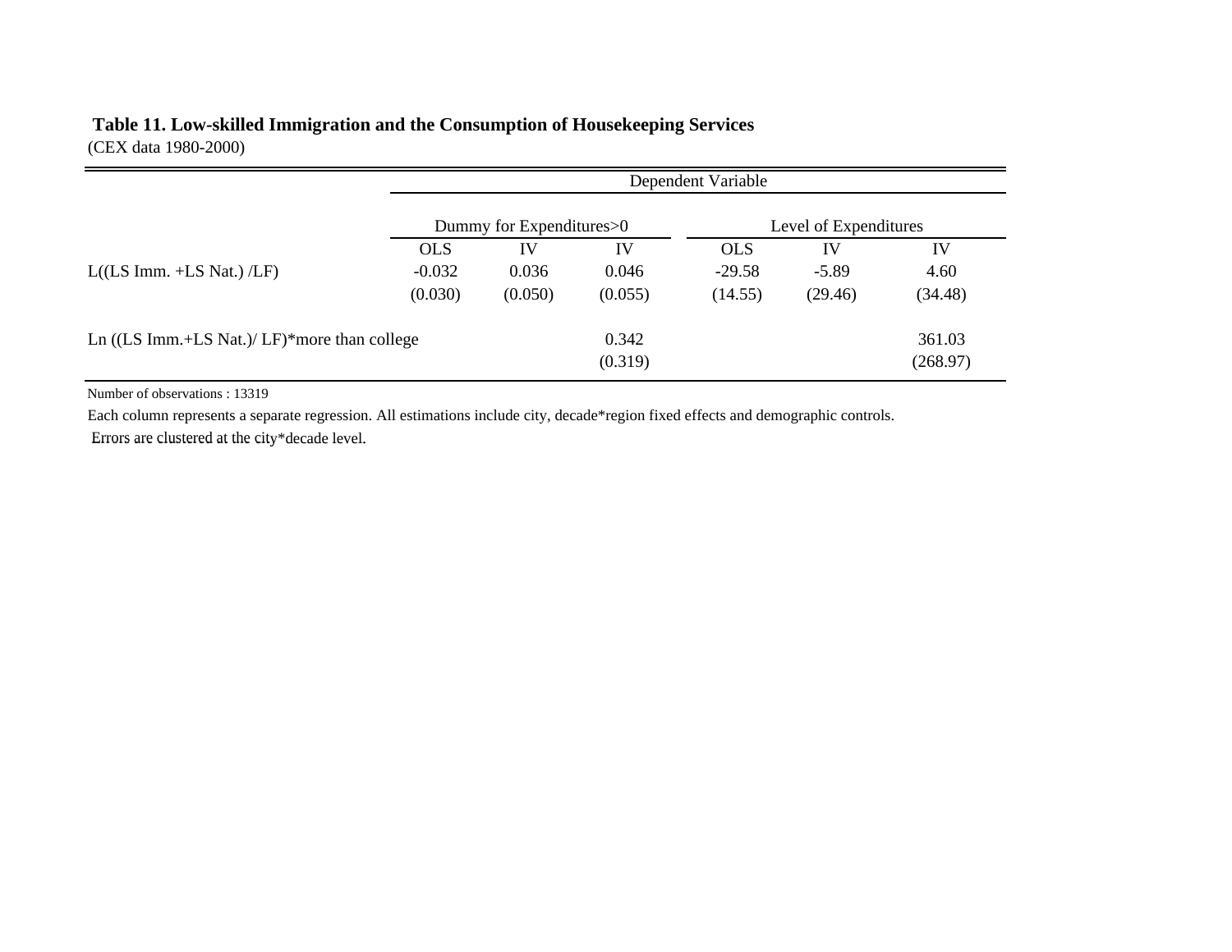**Table 11. Low-skilled Immigration and the Consumption of Housekeeping Services**
(CEX data 1980-2000)

| | Dependent Variable | | | | | |
|---|---|---|---|---|---|---|
| | Dummy for Expenditures>0 | | | Level of Expenditures | | |
| | OLS | IV | IV | OLS | IV | IV |
| L((LS Imm. +LS Nat.) /LF) | -0.032 | 0.036 | 0.046 | -29.58 | -5.89 | 4.60 |
| | (0.030) | (0.050) | (0.055) | (14.55) | (29.46) | (34.48) |
| Ln ((LS Imm.+LS Nat.)/ LF)*more than college | | | 0.342 | | | 361.03 |
| | | | (0.319) | | | (268.97) |

Number of observations : 13319

Each column represents a separate regression. All estimations include city, decade*region fixed effects and demographic controls.

Errors are clustered at the city*decade level.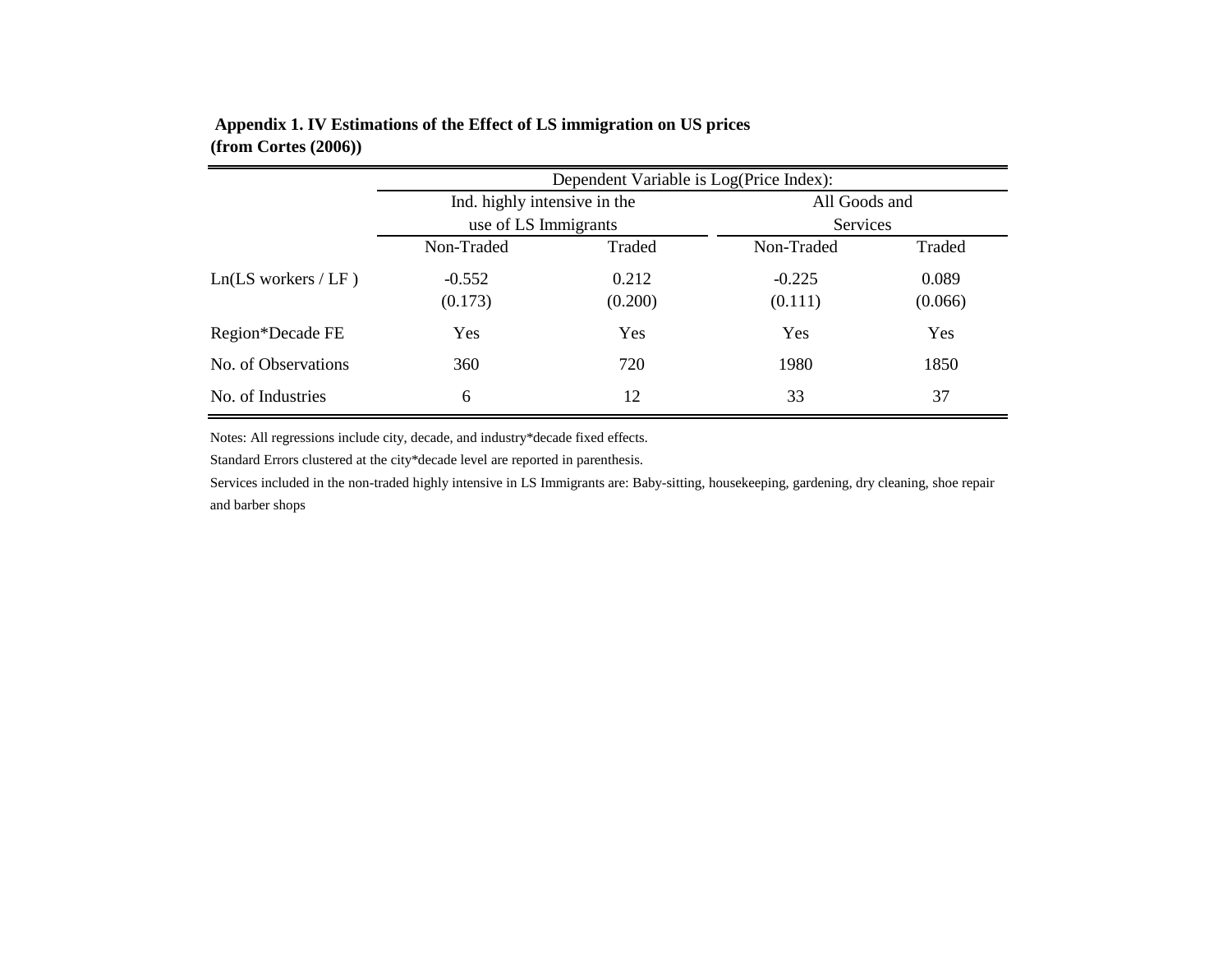**Appendix 1. IV Estimations of the Effect of LS immigration on US prices (from Cortes (2006))**

| | Dependent Variable is Log(Price Index): | | | |
|---|---|---|---|---|
| | Ind. highly intensive in the use of LS Immigrants | | All Goods and Services | |
| | Non-Traded | Traded | Non-Traded | Traded |
| Ln(LS workers / LF ) | -0.552 | 0.212 | -0.225 | 0.089 |
| | (0.173) | (0.200) | (0.111) | (0.066) |
| Region*Decade FE | Yes | Yes | Yes | Yes |
| No. of Observations | 360 | 720 | 1980 | 1850 |
| No. of Industries | 6 | 12 | 33 | 37 |

Notes: All regressions include city, decade, and industry*decade fixed effects.

Standard Errors clustered at the city*decade level are reported in parenthesis.

Services included in the non-traded highly intensive in LS Immigrants are: Baby-sitting, housekeeping, gardening, dry cleaning, shoe repair and barber shops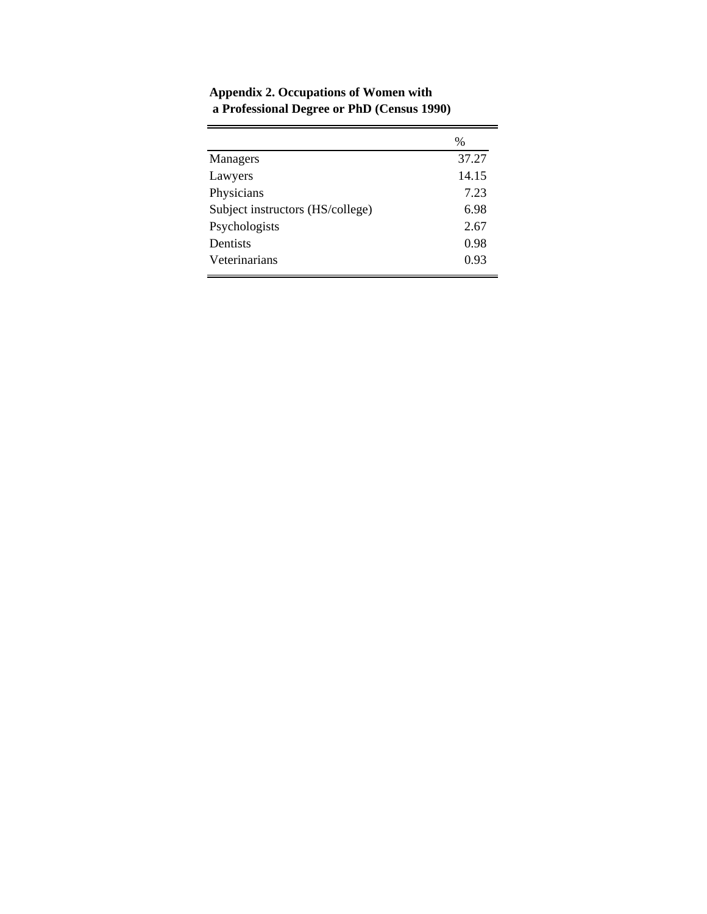**Appendix 2. Occupations of Women with a Professional Degree or PhD (Census 1990)**

| | % |
|---|---|
| Managers | 37.27 |
| Lawyers | 14.15 |
| Physicians | 7.23 |
| Subject instructors (HS/college) | 6.98 |
| Psychologists | 2.67 |
| Dentists | 0.98 |
| Veterinarians | 0.93 |